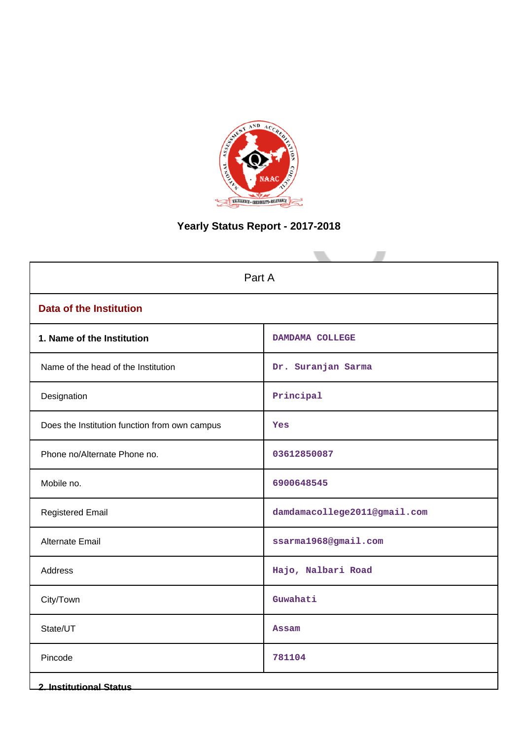# Yearly Status Report - 2017-2018

| Part A | |
|---|---|
| **Data of the Institution** | |
| **1. Name of the Institution** | DAMDAMA COLLEGE |
| Name of the head of the Institution | Dr. Suranjan Sarma |
| Designation | Principal |
| Does the Institution function from own campus | Yes |
| Phone no/Alternate Phone no. | 03612850087 |
| Mobile no. | 6900648545 |
| Registered Email | damdamacollege2011@gmail.com |
| Alternate Email | ssarma1968@gmail.com |
| Address | Hajo, Nalbari Road |
| City/Town | Guwahati |
| State/UT | Assam |
| Pincode | 781104 |
| **2. Institutional Status** | |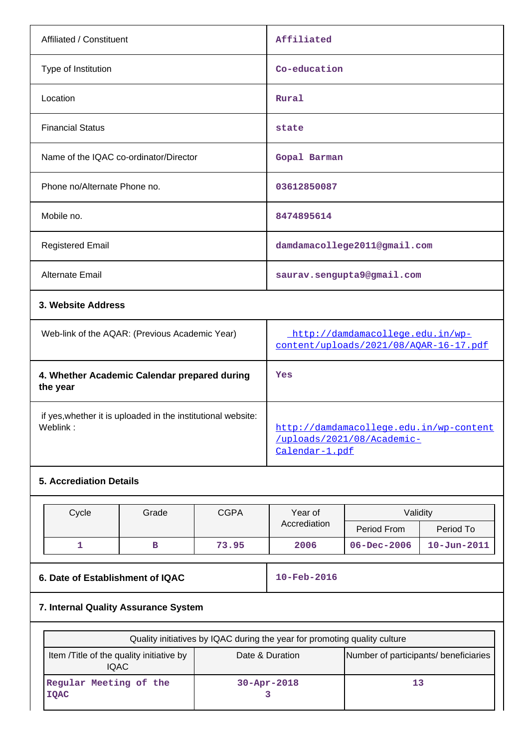| | |
|---|---|
| Affiliated / Constituent | Affiliated |
| Type of Institution | Co-education |
| Location | Rural |
| Financial Status | state |
| Name of the IQAC co-ordinator/Director | Gopal Barman |
| Phone no/Alternate Phone no. | 03612850087 |
| Mobile no. | 8474895614 |
| Registered Email | damdamacollege2011@gmail.com |
| Alternate Email | saurav.sengupta9@gmail.com |

**3. Website Address**

| | |
|---|---|
| Web-link of the AQAR: (Previous Academic Year) | http://damdamacollege.edu.in/wp-content/uploads/2021/08/AQAR-16-17.pdf |
| **4. Whether Academic Calendar prepared during the year** | Yes |
| if yes,whether it is uploaded in the institutional website: Weblink : | http://damdamacollege.edu.in/wp-content/uploads/2021/08/Academic-Calendar-1.pdf |

**5. Accrediation Details**

| Cycle | Grade | CGPA | Year of Accrediation | Validity | |
|---|---|---|---|---|---|
| | | | | Period From | Period To |
| 1 | B | 73.95 | 2006 | 06-Dec-2006 | 10-Jun-2011 |

| | |
|---|---|
| **6. Date of Establishment of IQAC** | 10-Feb-2016 |

**7. Internal Quality Assurance System**

| Quality initiatives by IQAC during the year for promoting quality culture | | |
|---|---|---|
| Item /Title of the quality initiative by IQAC | Date & Duration | Number of participants/ beneficiaries |
| Regular Meeting of the IQAC | 30-Apr-2018<br>3 | 13 |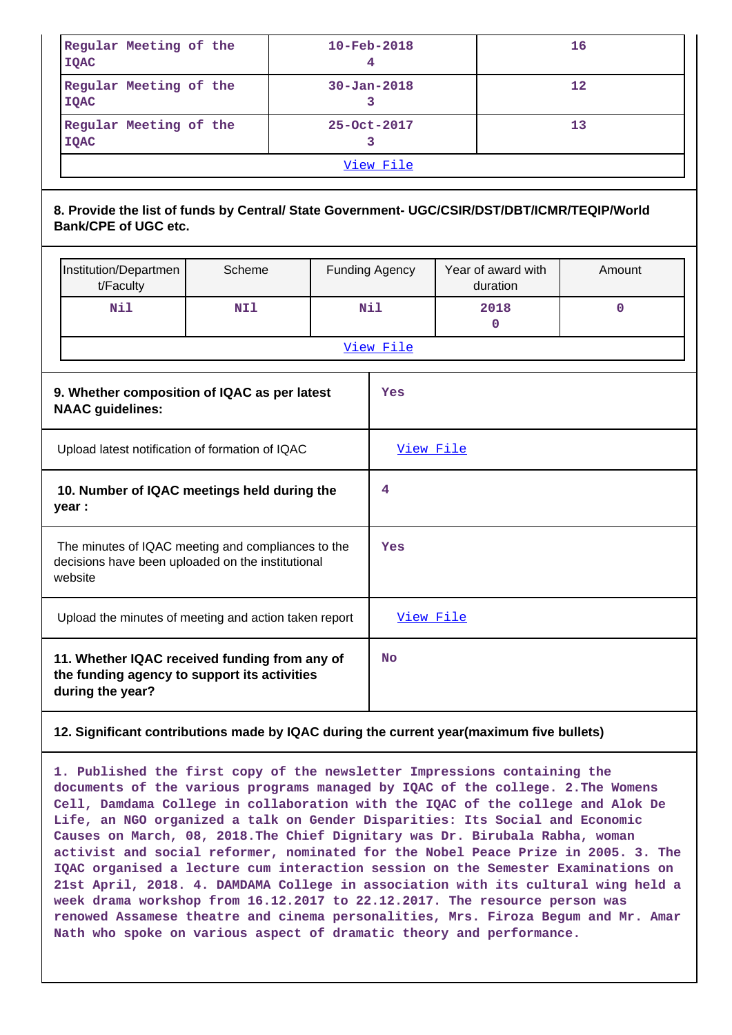| | | |
|---|---|---|
| Regular Meeting of the IQAC | 10-Feb-2018 4 | 16 |
| Regular Meeting of the IQAC | 30-Jan-2018 3 | 12 |
| Regular Meeting of the IQAC | 25-Oct-2017 3 | 13 |
| View File | | |

**8. Provide the list of funds by Central/ State Government- UGC/CSIR/DST/DBT/ICMR/TEQIP/World Bank/CPE of UGC etc.**

| Institution/Department/Faculty | Scheme | Funding Agency | Year of award with duration | Amount |
|---|---|---|---|---|
| Nil | NIl | Nil | 2018 0 | 0 |
| View File | | | | |

| | |
|---|---|
| **9. Whether composition of IQAC as per latest NAAC guidelines:** | Yes |
| Upload latest notification of formation of IQAC | View File |
| **10. Number of IQAC meetings held during the year :** | 4 |
| The minutes of IQAC meeting and compliances to the decisions have been uploaded on the institutional website | Yes |
| Upload the minutes of meeting and action taken report | View File |
| **11. Whether IQAC received funding from any of the funding agency to support its activities during the year?** | No |

**12. Significant contributions made by IQAC during the current year(maximum five bullets)**

1. Published the first copy of the newsletter Impressions containing the documents of the various programs managed by IQAC of the college. 2.The Womens Cell, Damdama College in collaboration with the IQAC of the college and Alok De Life, an NGO organized a talk on Gender Disparities: Its Social and Economic Causes on March, 08, 2018.The Chief Dignitary was Dr. Birubala Rabha, woman activist and social reformer, nominated for the Nobel Peace Prize in 2005. 3. The IQAC organised a lecture cum interaction session on the Semester Examinations on 21st April, 2018. 4. DAMDAMA College in association with its cultural wing held a week drama workshop from 16.12.2017 to 22.12.2017. The resource person was renowned Assamese theatre and cinema personalities, Mrs. Firoza Begum and Mr. Amar Nath who spoke on various aspect of dramatic theory and performance.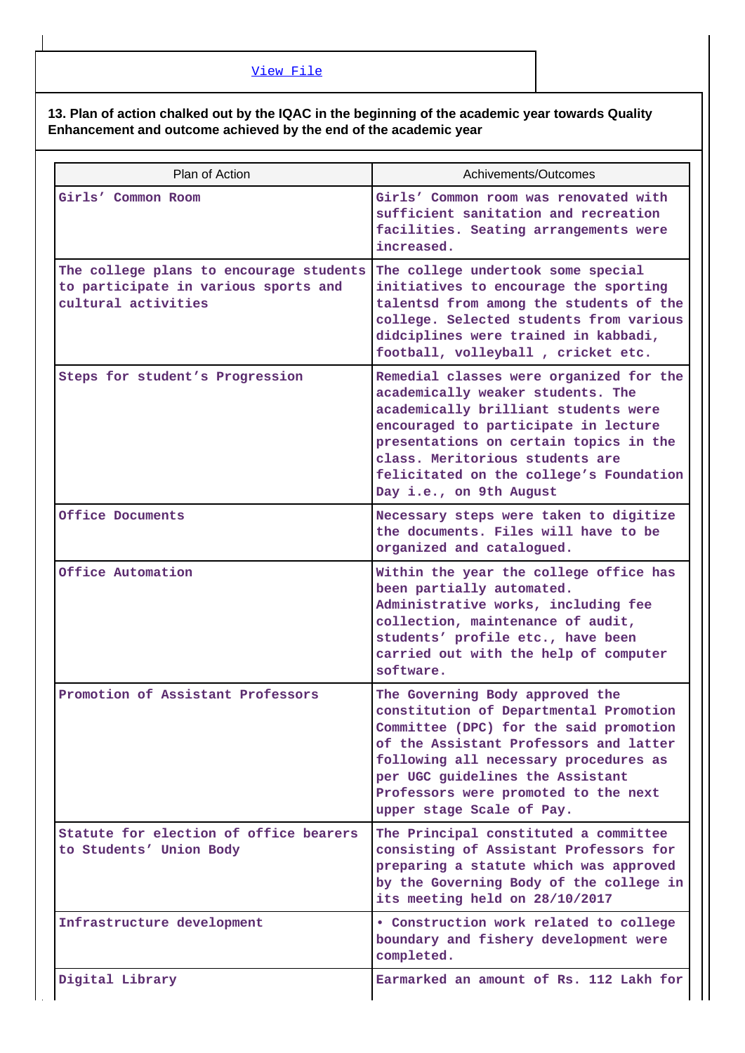View File

**13. Plan of action chalked out by the IQAC in the beginning of the academic year towards Quality Enhancement and outcome achieved by the end of the academic year**

| Plan of Action | Achivements/Outcomes |
|---|---|
| Girls' Common Room | Girls' Common room was renovated with sufficient sanitation and recreation facilities. Seating arrangements were increased. |
| The college plans to encourage students to participate in various sports and cultural activities | The college undertook some special initiatives to encourage the sporting talentsd from among the students of the college. Selected students from various didciplines were trained in kabbadi, football, volleyball , cricket etc. |
| Steps for student's Progression | Remedial classes were organized for the academically weaker students. The academically brilliant students were encouraged to participate in lecture presentations on certain topics in the class. Meritorious students are felicitated on the college's Foundation Day i.e., on 9th August |
| Office Documents | Necessary steps were taken to digitize the documents. Files will have to be organized and catalogued. |
| Office Automation | Within the year the college office has been partially automated. Administrative works, including fee collection, maintenance of audit, students' profile etc., have been carried out with the help of computer software. |
| Promotion of Assistant Professors | The Governing Body approved the constitution of Departmental Promotion Committee (DPC) for the said promotion of the Assistant Professors and latter following all necessary procedures as per UGC guidelines the Assistant Professors were promoted to the next upper stage Scale of Pay. |
| Statute for election of office bearers to Students' Union Body | The Principal constituted a committee consisting of Assistant Professors for preparing a statute which was approved by the Governing Body of the college in its meeting held on 28/10/2017 |
| Infrastructure development | • Construction work related to college boundary and fishery development were completed. |
| Digital Library | Earmarked an amount of Rs. 112 Lakh for |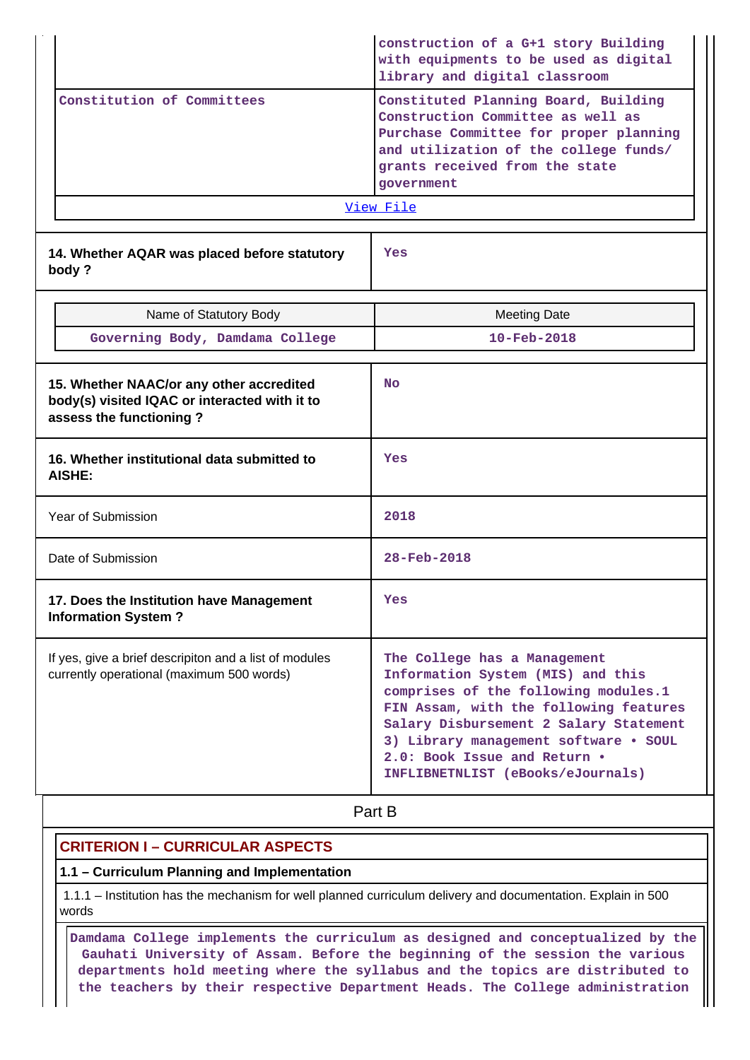| | |
|---|---|
| | construction of a G+1 story Building with equipments to be used as digital library and digital classroom |
| Constitution of Committees | Constituted Planning Board, Building Construction Committee as well as Purchase Committee for proper planning and utilization of the college funds/ grants received from the state government |
| [View File](#) | |

| | |
|---|---|
| **14. Whether AQAR was placed before statutory body ?** | Yes |

| Name of Statutory Body | Meeting Date |
|---|---|
| Governing Body, Damdama College | 10-Feb-2018 |

| | |
|---|---|
| **15. Whether NAAC/or any other accredited body(s) visited IQAC or interacted with it to assess the functioning ?** | No |
| **16. Whether institutional data submitted to AISHE:** | Yes |
| Year of Submission | 2018 |
| Date of Submission | 28-Feb-2018 |
| **17. Does the Institution have Management Information System ?** | Yes |
| If yes, give a brief descripiton and a list of modules currently operational (maximum 500 words) | The College has a Management Information System (MIS) and this comprises of the following modules.1 FIN Assam, with the following features Salary Disbursement 2 Salary Statement 3) Library management software • SOUL 2.0: Book Issue and Return • INFLIBNETNLIST (eBooks/eJournals) |

## Part B

### CRITERION I – CURRICULAR ASPECTS

#### 1.1 – Curriculum Planning and Implementation

1.1.1 – Institution has the mechanism for well planned curriculum delivery and documentation. Explain in 500 words

Damdama College implements the curriculum as designed and conceptualized by the Gauhati University of Assam. Before the beginning of the session the various departments hold meeting where the syllabus and the topics are distributed to the teachers by their respective Department Heads. The College administration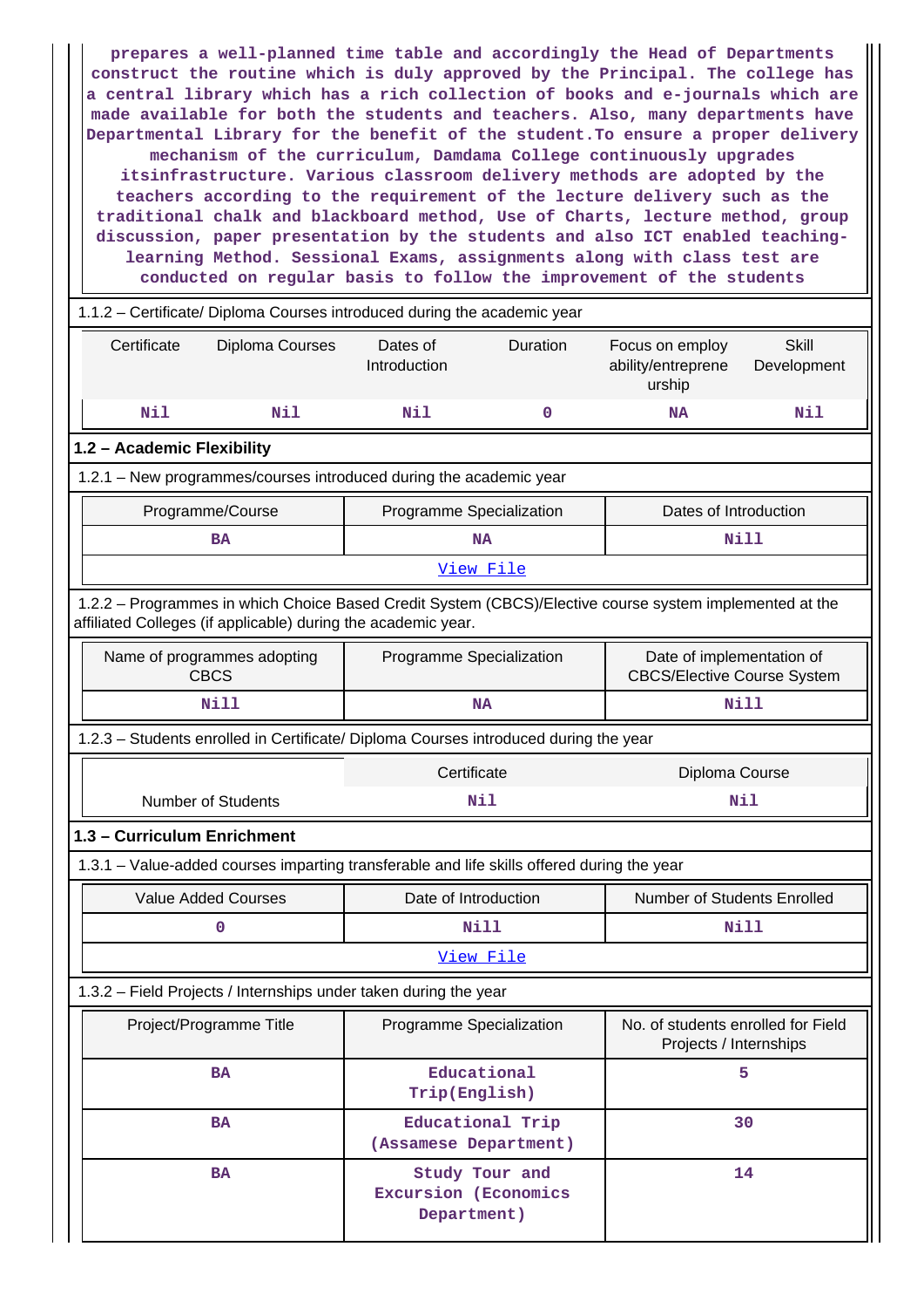prepares a well-planned time table and accordingly the Head of Departments construct the routine which is duly approved by the Principal. The college has a central library which has a rich collection of books and e-journals which are made available for both the students and teachers. Also, many departments have Departmental Library for the benefit of the student.To ensure a proper delivery mechanism of the curriculum, Damdama College continuously upgrades itsinfrastructure. Various classroom delivery methods are adopted by the teachers according to the requirement of the lecture delivery such as the traditional chalk and blackboard method, Use of Charts, lecture method, group discussion, paper presentation by the students and also ICT enabled teaching-learning Method. Sessional Exams, assignments along with class test are conducted on regular basis to follow the improvement of the students

1.1.2 – Certificate/ Diploma Courses introduced during the academic year

| Certificate | Diploma Courses | Dates of Introduction | Duration | Focus on employ ability/entreprene urship | Skill Development |
|---|---|---|---|---|---|
| Nil | Nil | Nil | 0 | NA | Nil |

## 1.2 – Academic Flexibility

1.2.1 – New programmes/courses introduced during the academic year

| Programme/Course | Programme Specialization | Dates of Introduction |
|---|---|---|
| BA | NA | Nill |
| View File | | |

1.2.2 – Programmes in which Choice Based Credit System (CBCS)/Elective course system implemented at the affiliated Colleges (if applicable) during the academic year.

| Name of programmes adopting CBCS | Programme Specialization | Date of implementation of CBCS/Elective Course System |
|---|---|---|
| Nill | NA | Nill |

1.2.3 – Students enrolled in Certificate/ Diploma Courses introduced during the year

| | Certificate | Diploma Course |
|---|---|---|
| Number of Students | Nil | Nil |

## 1.3 – Curriculum Enrichment

1.3.1 – Value-added courses imparting transferable and life skills offered during the year

| Value Added Courses | Date of Introduction | Number of Students Enrolled |
|---|---|---|
| 0 | Nill | Nill |
| View File | | |

1.3.2 – Field Projects / Internships under taken during the year

| Project/Programme Title | Programme Specialization | No. of students enrolled for Field Projects / Internships |
|---|---|---|
| BA | Educational Trip(English) | 5 |
| BA | Educational Trip (Assamese Department) | 30 |
| BA | Study Tour and Excursion (Economics Department) | 14 |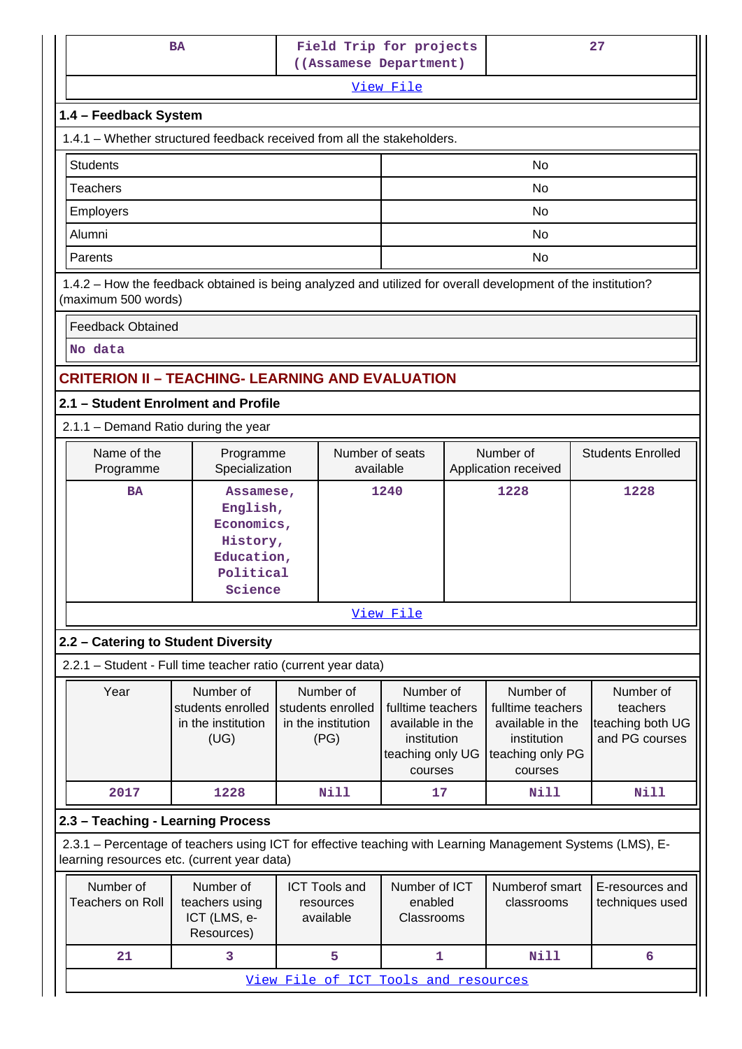| BA | Field Trip for projects ((Assamese Department) | 27 |
|---|---|---|

View File

### 1.4 – Feedback System

1.4.1 – Whether structured feedback received from all the stakeholders.

| Students | No |
|---|---|
| Teachers | No |
| Employers | No |
| Alumni | No |
| Parents | No |

1.4.2 – How the feedback obtained is being analyzed and utilized for overall development of the institution? (maximum 500 words)

| Feedback Obtained |
|---|
| No data |

## CRITERION II – TEACHING- LEARNING AND EVALUATION

### 2.1 – Student Enrolment and Profile

2.1.1 – Demand Ratio during the year

| Name of the Programme | Programme Specialization | Number of seats available | Number of Application received | Students Enrolled |
|---|---|---|---|---|
| BA | Assamese, English, Economics, History, Education, Political Science | 1240 | 1228 | 1228 |

View File

### 2.2 – Catering to Student Diversity

2.2.1 – Student - Full time teacher ratio (current year data)

| Year | Number of students enrolled in the institution (UG) | Number of students enrolled in the institution (PG) | Number of fulltime teachers available in the institution teaching only UG courses | Number of fulltime teachers available in the institution teaching only PG courses | Number of teachers teaching both UG and PG courses |
|---|---|---|---|---|---|
| 2017 | 1228 | Nill | 17 | Nill | Nill |

### 2.3 – Teaching - Learning Process

2.3.1 – Percentage of teachers using ICT for effective teaching with Learning Management Systems (LMS), E-learning resources etc. (current year data)

| Number of Teachers on Roll | Number of teachers using ICT (LMS, e-Resources) | ICT Tools and resources available | Number of ICT enabled Classrooms | Numberof smart classrooms | E-resources and techniques used |
|---|---|---|---|---|---|
| 21 | 3 | 5 | 1 | Nill | 6 |

View File of ICT Tools and resources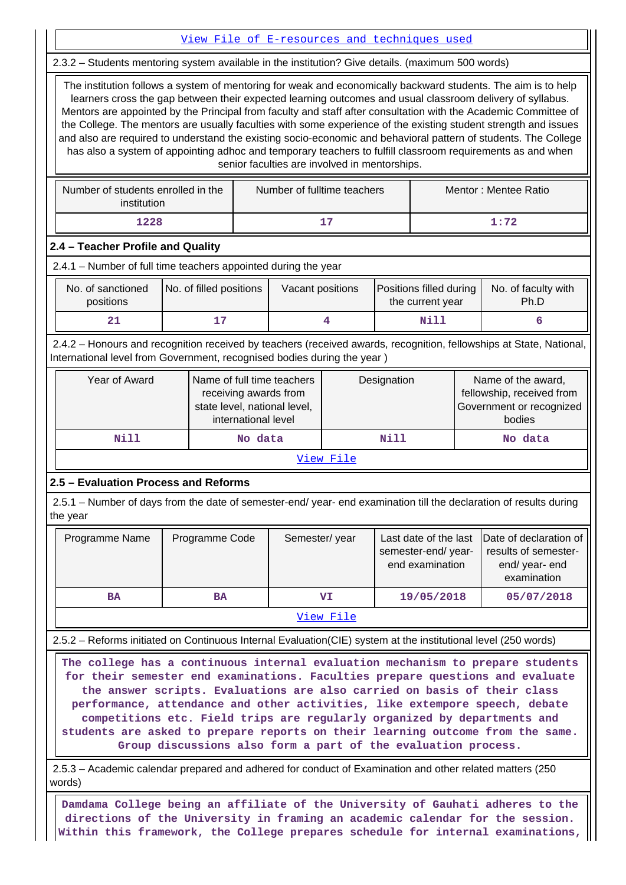View File of E-resources and techniques used

2.3.2 – Students mentoring system available in the institution? Give details. (maximum 500 words)

The institution follows a system of mentoring for weak and economically backward students. The aim is to help learners cross the gap between their expected learning outcomes and usual classroom delivery of syllabus. Mentors are appointed by the Principal from faculty and staff after consultation with the Academic Committee of the College. The mentors are usually faculties with some experience of the existing student strength and issues and also are required to understand the existing socio-economic and behavioral pattern of students. The College has also a system of appointing adhoc and temporary teachers to fulfill classroom requirements as and when senior faculties are involved in mentorships.

| Number of students enrolled in the institution | Number of fulltime teachers | Mentor : Mentee Ratio |
|---|---|---|
| 1228 | 17 | 1:72 |

## 2.4 – Teacher Profile and Quality

2.4.1 – Number of full time teachers appointed during the year

| No. of sanctioned positions | No. of filled positions | Vacant positions | Positions filled during the current year | No. of faculty with Ph.D |
|---|---|---|---|---|
| 21 | 17 | 4 | Nill | 6 |

2.4.2 – Honours and recognition received by teachers (received awards, recognition, fellowships at State, National, International level from Government, recognised bodies during the year )

| Year of Award | Name of full time teachers receiving awards from state level, national level, international level | Designation | Name of the award, fellowship, received from Government or recognized bodies |
|---|---|---|---|
| Nill | No data | Nill | No data |

View File

## 2.5 – Evaluation Process and Reforms

2.5.1 – Number of days from the date of semester-end/ year- end examination till the declaration of results during the year

| Programme Name | Programme Code | Semester/ year | Last date of the last semester-end/ year- end examination | Date of declaration of results of semester- end/ year- end examination |
|---|---|---|---|---|
| BA | BA | VI | 19/05/2018 | 05/07/2018 |

View File

2.5.2 – Reforms initiated on Continuous Internal Evaluation(CIE) system at the institutional level (250 words)

The college has a continuous internal evaluation mechanism to prepare students for their semester end examinations. Faculties prepare questions and evaluate the answer scripts. Evaluations are also carried on basis of their class performance, attendance and other activities, like extempore speech, debate competitions etc. Field trips are regularly organized by departments and students are asked to prepare reports on their learning outcome from the same. Group discussions also form a part of the evaluation process.

2.5.3 – Academic calendar prepared and adhered for conduct of Examination and other related matters (250 words)

Damdama College being an affiliate of the University of Gauhati adheres to the directions of the University in framing an academic calendar for the session. Within this framework, the College prepares schedule for internal examinations,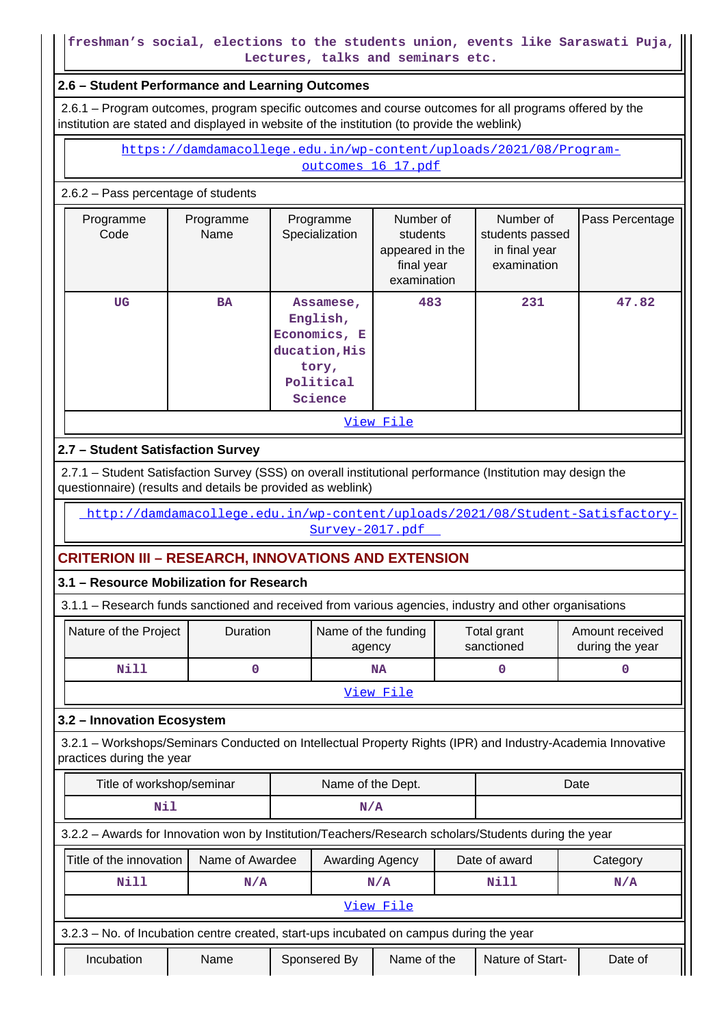freshman's social, elections to the students union, events like Saraswati Puja, Lectures, talks and seminars etc.

### 2.6 – Student Performance and Learning Outcomes

2.6.1 – Program outcomes, program specific outcomes and course outcomes for all programs offered by the institution are stated and displayed in website of the institution (to provide the weblink)

https://damdamacollege.edu.in/wp-content/uploads/2021/08/Program-outcomes_16_17.pdf

2.6.2 – Pass percentage of students

| Programme Code | Programme Name | Programme Specialization | Number of students appeared in the final year examination | Number of students passed in final year examination | Pass Percentage |
|---|---|---|---|---|---|
| UG | BA | Assamese, English, Economics, Education,History, Political Science | 483 | 231 | 47.82 |

View File

### 2.7 – Student Satisfaction Survey

2.7.1 – Student Satisfaction Survey (SSS) on overall institutional performance (Institution may design the questionnaire) (results and details be provided as weblink)

http://damdamacollege.edu.in/wp-content/uploads/2021/08/Student-Satisfactory-Survey-2017.pdf

## CRITERION III – RESEARCH, INNOVATIONS AND EXTENSION

### 3.1 – Resource Mobilization for Research

3.1.1 – Research funds sanctioned and received from various agencies, industry and other organisations

| Nature of the Project | Duration | Name of the funding agency | Total grant sanctioned | Amount received during the year |
|---|---|---|---|---|
| Nill | 0 | NA | 0 | 0 |

View File

### 3.2 – Innovation Ecosystem

3.2.1 – Workshops/Seminars Conducted on Intellectual Property Rights (IPR) and Industry-Academia Innovative practices during the year

| Title of workshop/seminar | Name of the Dept. | Date |
|---|---|---|
| Nil | N/A | |

3.2.2 – Awards for Innovation won by Institution/Teachers/Research scholars/Students during the year

| Title of the innovation | Name of Awardee | Awarding Agency | Date of award | Category |
|---|---|---|---|---|
| Nill | N/A | N/A | Nill | N/A |

View File

3.2.3 – No. of Incubation centre created, start-ups incubated on campus during the year

| Incubation | Name | Sponsered By | Name of the | Nature of Start- | Date of |
|---|---|---|---|---|---|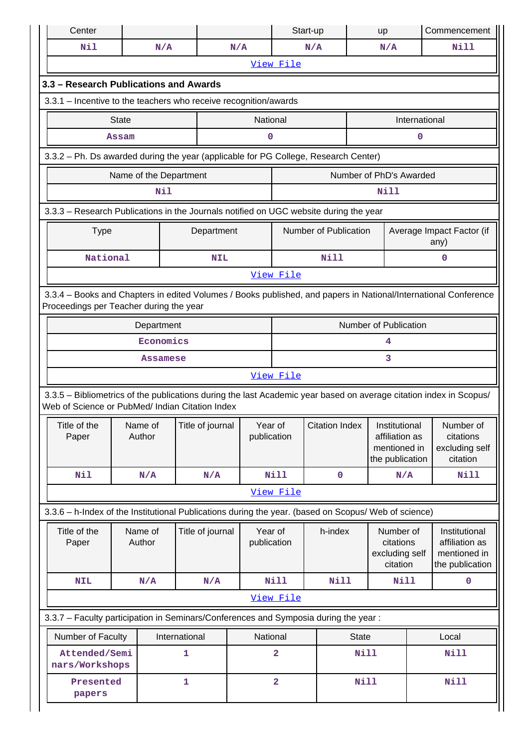| Center | | | Start-up | up | Commencement |
|---|---|---|---|---|---|
| Nil | N/A | N/A | N/A | N/A | Nill |

View File

### 3.3 – Research Publications and Awards

3.3.1 – Incentive to the teachers who receive recognition/awards

| State | National | International |
|---|---|---|
| Assam | 0 | 0 |

3.3.2 – Ph. Ds awarded during the year (applicable for PG College, Research Center)

| Name of the Department | Number of PhD's Awarded |
|---|---|
| Nil | Nill |

3.3.3 – Research Publications in the Journals notified on UGC website during the year

| Type | Department | Number of Publication | Average Impact Factor (if any) |
|---|---|---|---|
| National | NIL | Nill | 0 |

View File

3.3.4 – Books and Chapters in edited Volumes / Books published, and papers in National/International Conference Proceedings per Teacher during the year

| Department | Number of Publication |
|---|---|
| Economics | 4 |
| Assamese | 3 |

View File

3.3.5 – Bibliometrics of the publications during the last Academic year based on average citation index in Scopus/ Web of Science or PubMed/ Indian Citation Index

| Title of the Paper | Name of Author | Title of journal | Year of publication | Citation Index | Institutional affiliation as mentioned in the publication | Number of citations excluding self citation |
|---|---|---|---|---|---|---|
| Nil | N/A | N/A | Nill | 0 | N/A | Nill |

View File

3.3.6 – h-Index of the Institutional Publications during the year. (based on Scopus/ Web of science)

| Title of the Paper | Name of Author | Title of journal | Year of publication | h-index | Number of citations excluding self citation | Institutional affiliation as mentioned in the publication |
|---|---|---|---|---|---|---|
| NIL | N/A | N/A | Nill | Nill | Nill | 0 |

View File

3.3.7 – Faculty participation in Seminars/Conferences and Symposia during the year :

| Number of Faculty | International | National | State | Local |
|---|---|---|---|---|
| Attended/Seminars/Workshops | 1 | 2 | Nill | Nill |
| Presented papers | 1 | 2 | Nill | Nill |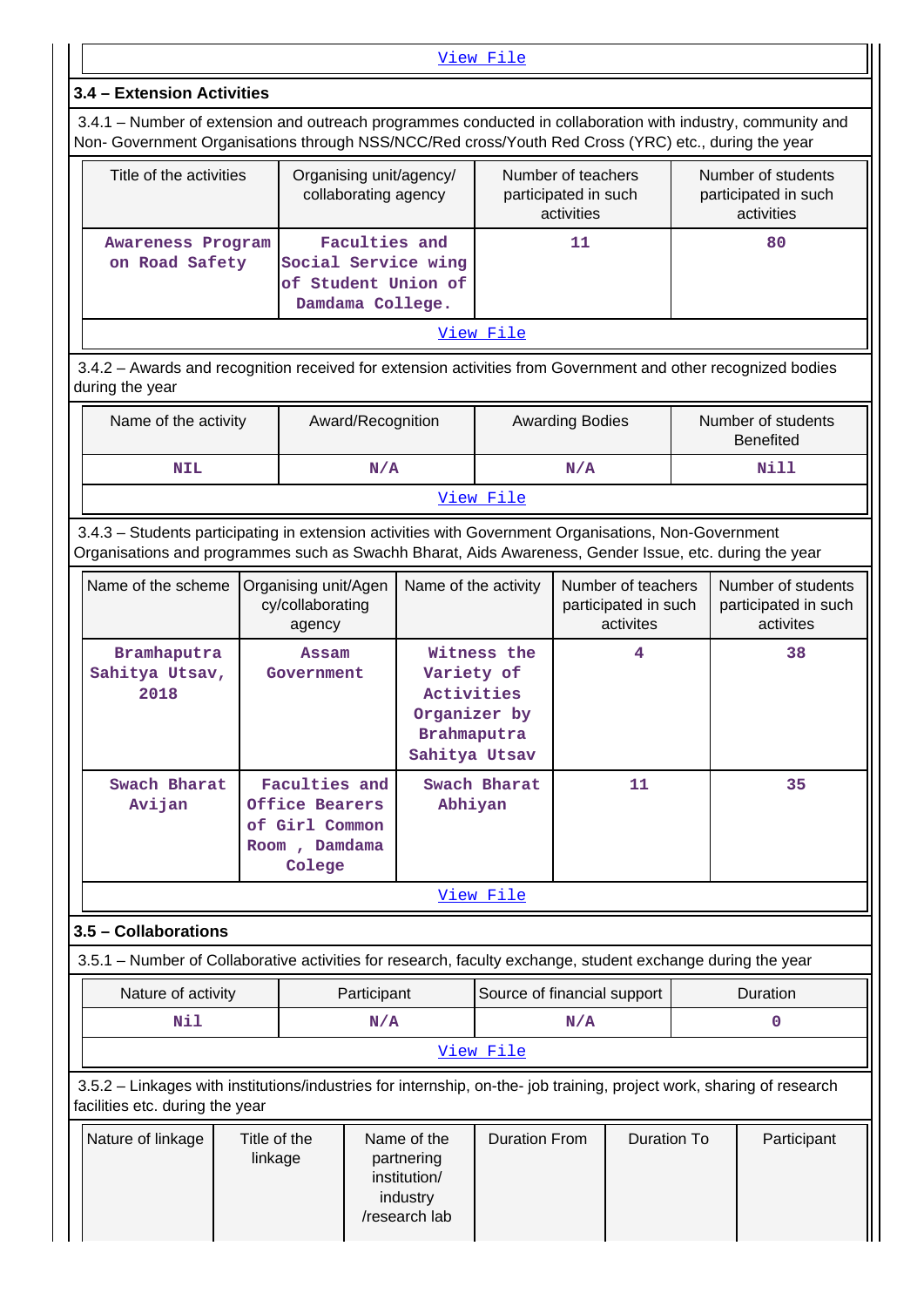View File

### 3.4 – Extension Activities

3.4.1 – Number of extension and outreach programmes conducted in collaboration with industry, community and Non- Government Organisations through NSS/NCC/Red cross/Youth Red Cross (YRC) etc., during the year

| Title of the activities | Organising unit/agency/ collaborating agency | Number of teachers participated in such activities | Number of students participated in such activities |
|---|---|---|---|
| Awareness Program on Road Safety | Faculties and Social Service wing of Student Union of Damdama College. | 11 | 80 |

View File

3.4.2 – Awards and recognition received for extension activities from Government and other recognized bodies during the year

| Name of the activity | Award/Recognition | Awarding Bodies | Number of students Benefited |
|---|---|---|---|
| NIL | N/A | N/A | Nill |

View File

3.4.3 – Students participating in extension activities with Government Organisations, Non-Government Organisations and programmes such as Swachh Bharat, Aids Awareness, Gender Issue, etc. during the year

| Name of the scheme | Organising unit/Agency/collaborating agency | Name of the activity | Number of teachers participated in such activites | Number of students participated in such activites |
|---|---|---|---|---|
| Bramhaputra Sahitya Utsav, 2018 | Assam Government | Witness the Variety of Activities Organizer by Brahmaputra Sahitya Utsav | 4 | 38 |
| Swach Bharat Avijan | Faculties and Office Bearers of Girl Common Room , Damdama Colege | Swach Bharat Abhiyan | 11 | 35 |

View File

### 3.5 – Collaborations

3.5.1 – Number of Collaborative activities for research, faculty exchange, student exchange during the year

| Nature of activity | Participant | Source of financial support | Duration |
|---|---|---|---|
| Nil | N/A | N/A | 0 |

View File

3.5.2 – Linkages with institutions/industries for internship, on-the- job training, project work, sharing of research facilities etc. during the year

| Nature of linkage | Title of the linkage | Name of the partnering institution/ industry /research lab | Duration From | Duration To | Participant |
|---|---|---|---|---|---|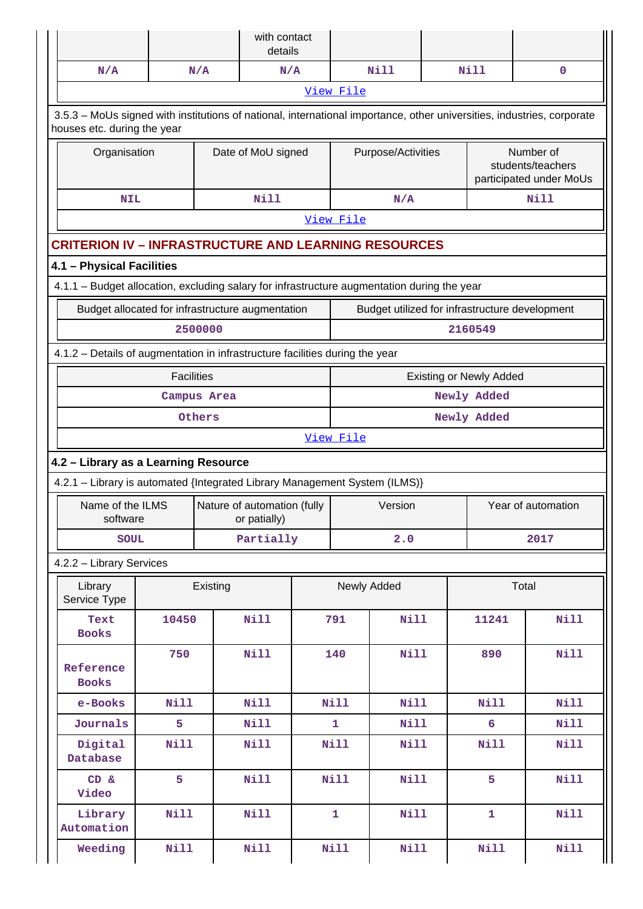| | | with contact details | | | |
|---|---|---|---|---|---|
| N/A | N/A | N/A | Nill | Nill | 0 |
| View File | | | | | |

3.5.3 – MoUs signed with institutions of national, international importance, other universities, industries, corporate houses etc. during the year

| Organisation | Date of MoU signed | Purpose/Activities | Number of students/teachers participated under MoUs |
|---|---|---|---|
| NIL | Nill | N/A | Nill |
| View File | | | |

## CRITERION IV – INFRASTRUCTURE AND LEARNING RESOURCES

### 4.1 – Physical Facilities

4.1.1 – Budget allocation, excluding salary for infrastructure augmentation during the year

| Budget allocated for infrastructure augmentation | Budget utilized for infrastructure development |
|---|---|
| 2500000 | 2160549 |

4.1.2 – Details of augmentation in infrastructure facilities during the year

| Facilities | Existing or Newly Added |
|---|---|
| Campus Area | Newly Added |
| Others | Newly Added |
| View File | |

### 4.2 – Library as a Learning Resource

4.2.1 – Library is automated {Integrated Library Management System (ILMS)}

| Name of the ILMS software | Nature of automation (fully or patially) | Version | Year of automation |
|---|---|---|---|
| SOUL | Partially | 2.0 | 2017 |

4.2.2 – Library Services

| Library Service Type | Existing | | Newly Added | | Total | |
|---|---|---|---|---|---|---|
| Text Books | 10450 | Nill | 791 | Nill | 11241 | Nill |
| Reference Books | 750 | Nill | 140 | Nill | 890 | Nill |
| e-Books | Nill | Nill | Nill | Nill | Nill | Nill |
| Journals | 5 | Nill | 1 | Nill | 6 | Nill |
| Digital Database | Nill | Nill | Nill | Nill | Nill | Nill |
| CD & Video | 5 | Nill | Nill | Nill | 5 | Nill |
| Library Automation | Nill | Nill | 1 | Nill | 1 | Nill |
| Weeding | Nill | Nill | Nill | Nill | Nill | Nill |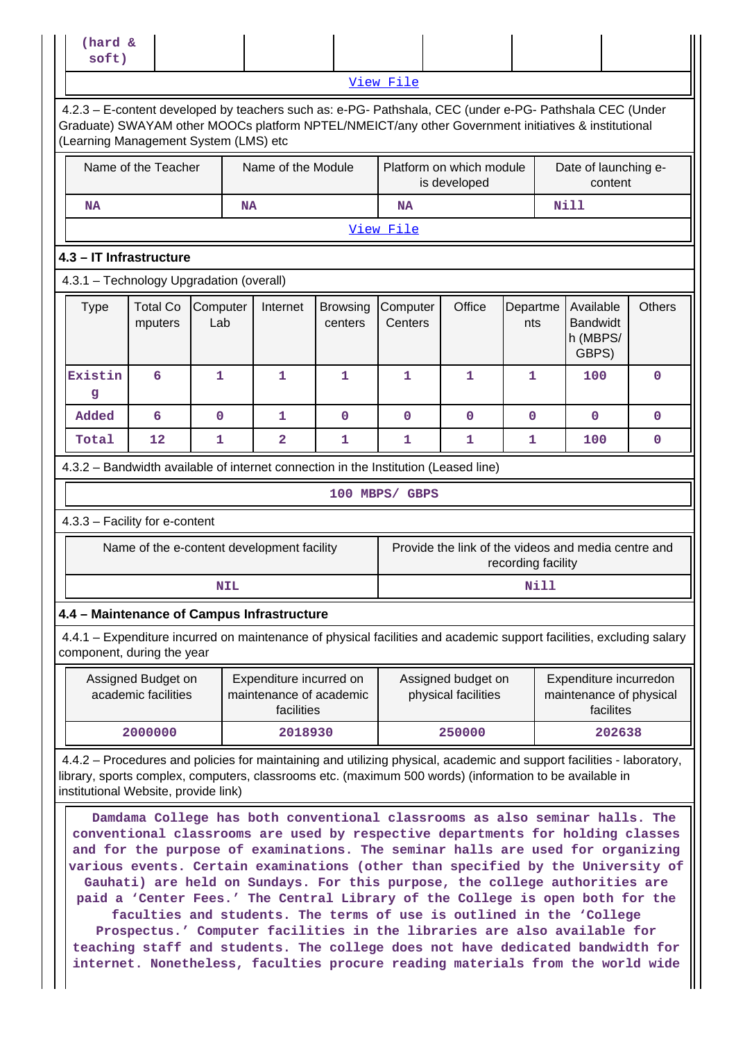| (hard & soft) | | | | | | | |
|---|---|---|---|---|---|---|---|

View File

4.2.3 – E-content developed by teachers such as: e-PG- Pathshala, CEC (under e-PG- Pathshala CEC (Under Graduate) SWAYAM other MOOCs platform NPTEL/NMEICT/any other Government initiatives & institutional (Learning Management System (LMS) etc

| Name of the Teacher | Name of the Module | Platform on which module is developed | Date of launching e-content |
|---|---|---|---|
| NA | NA | NA | Nill |

View File

### 4.3 – IT Infrastructure

4.3.1 – Technology Upgradation (overall)

| Type | Total Computers | Computer Lab | Internet | Browsing centers | Computer Centers | Office | Departments | Available Bandwidth (MBPS/ GBPS) | Others |
|---|---|---|---|---|---|---|---|---|---|
| Existing | 6 | 1 | 1 | 1 | 1 | 1 | 1 | 100 | 0 |
| Added | 6 | 0 | 1 | 0 | 0 | 0 | 0 | 0 | 0 |
| Total | 12 | 1 | 2 | 1 | 1 | 1 | 1 | 100 | 0 |

4.3.2 – Bandwidth available of internet connection in the Institution (Leased line)

100 MBPS/ GBPS

4.3.3 – Facility for e-content

| Name of the e-content development facility | Provide the link of the videos and media centre and recording facility |
|---|---|
| NIL | Nill |

### 4.4 – Maintenance of Campus Infrastructure

4.4.1 – Expenditure incurred on maintenance of physical facilities and academic support facilities, excluding salary component, during the year

| Assigned Budget on academic facilities | Expenditure incurred on maintenance of academic facilities | Assigned budget on physical facilities | Expenditure incurredon maintenance of physical facilites |
|---|---|---|---|
| 2000000 | 2018930 | 250000 | 202638 |

4.4.2 – Procedures and policies for maintaining and utilizing physical, academic and support facilities - laboratory, library, sports complex, computers, classrooms etc. (maximum 500 words) (information to be available in institutional Website, provide link)

Damdama College has both conventional classrooms as also seminar halls. The conventional classrooms are used by respective departments for holding classes and for the purpose of examinations. The seminar halls are used for organizing various events. Certain examinations (other than specified by the University of Gauhati) are held on Sundays. For this purpose, the college authorities are paid a 'Center Fees.' The Central Library of the College is open both for the faculties and students. The terms of use is outlined in the 'College Prospectus.' Computer facilities in the libraries are also available for teaching staff and students. The college does not have dedicated bandwidth for internet. Nonetheless, faculties procure reading materials from the world wide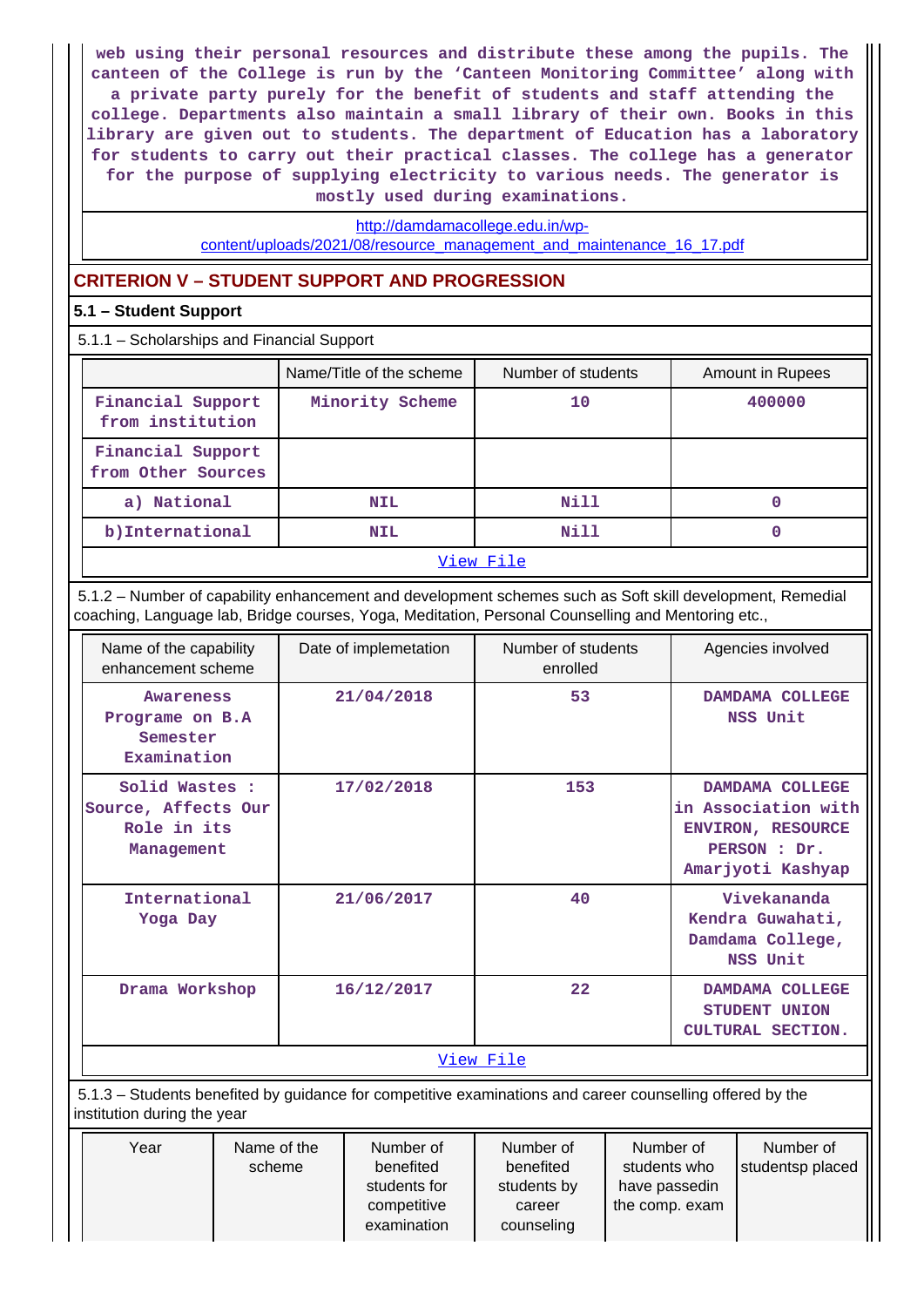web using their personal resources and distribute these among the pupils. The canteen of the College is run by the 'Canteen Monitoring Committee' along with a private party purely for the benefit of students and staff attending the college. Departments also maintain a small library of their own. Books in this library are given out to students. The department of Education has a laboratory for students to carry out their practical classes. The college has a generator for the purpose of supplying electricity to various needs. The generator is mostly used during examinations.

http://damdamacollege.edu.in/wp-content/uploads/2021/08/resource_management_and_maintenance_16_17.pdf

## CRITERION V – STUDENT SUPPORT AND PROGRESSION

### 5.1 – Student Support

5.1.1 – Scholarships and Financial Support

| | Name/Title of the scheme | Number of students | Amount in Rupees |
|---|---|---|---|
| Financial Support from institution | Minority Scheme | 10 | 400000 |
| Financial Support from Other Sources | | | |
| a) National | NIL | Nill | 0 |
| b)International | NIL | Nill | 0 |

View File

5.1.2 – Number of capability enhancement and development schemes such as Soft skill development, Remedial coaching, Language lab, Bridge courses, Yoga, Meditation, Personal Counselling and Mentoring etc.,

| Name of the capability enhancement scheme | Date of implemetation | Number of students enrolled | Agencies involved |
|---|---|---|---|
| Awareness Programe on B.A Semester Examination | 21/04/2018 | 53 | DAMDAMA COLLEGE NSS Unit |
| Solid Wastes : Source, Affects Our Role in its Management | 17/02/2018 | 153 | DAMDAMA COLLEGE in Association with ENVIRON, RESOURCE PERSON : Dr. Amarjyoti Kashyap |
| International Yoga Day | 21/06/2017 | 40 | Vivekananda Kendra Guwahati, Damdama College, NSS Unit |
| Drama Workshop | 16/12/2017 | 22 | DAMDAMA COLLEGE STUDENT UNION CULTURAL SECTION. |

View File

5.1.3 – Students benefited by guidance for competitive examinations and career counselling offered by the institution during the year

| Year | Name of the scheme | Number of benefited students for competitive examination | Number of benefited students by career counseling | Number of students who have passedin the comp. exam | Number of studentsp placed |
|---|---|---|---|---|---|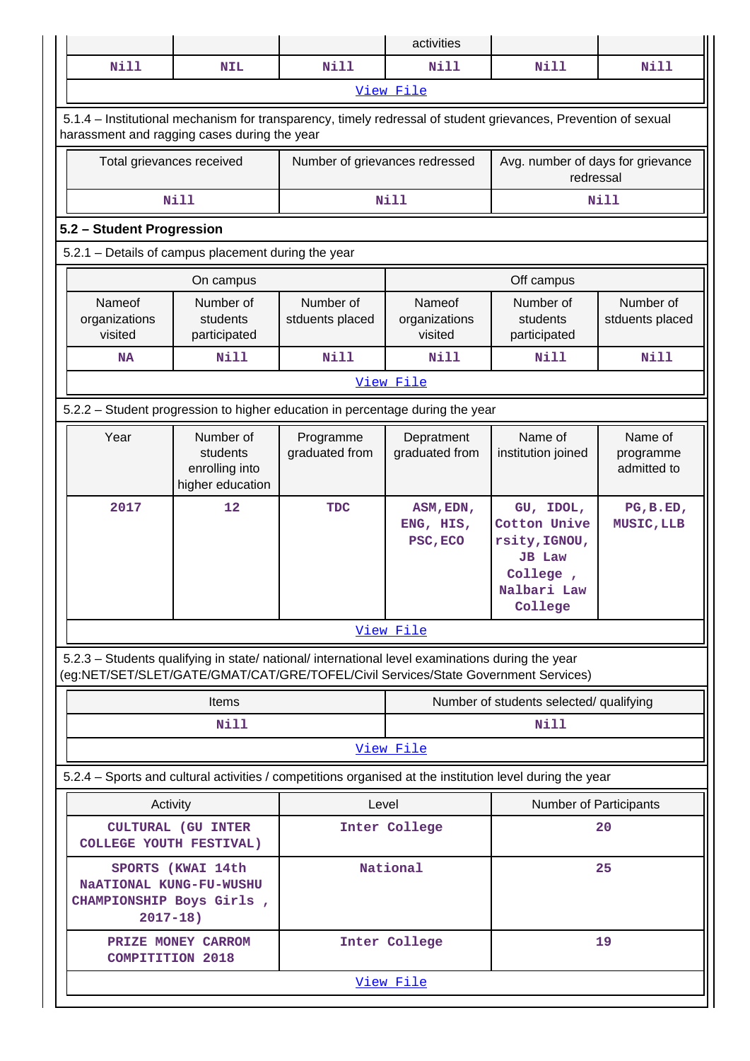| | | | activities | | |
|---|---|---|---|---|---|
| Nill | NIL | Nill | Nill | Nill | Nill |

View File

5.1.4 – Institutional mechanism for transparency, timely redressal of student grievances, Prevention of sexual harassment and ragging cases during the year

| Total grievances received | Number of grievances redressed | Avg. number of days for grievance redressal |
|---|---|---|
| Nill | Nill | Nill |

**5.2 – Student Progression**

5.2.1 – Details of campus placement during the year

| On campus | | | Off campus | | |
|---|---|---|---|---|---|
| Nameof organizations visited | Number of students participated | Number of stduents placed | Nameof organizations visited | Number of students participated | Number of stduents placed |
| NA | Nill | Nill | Nill | Nill | Nill |

View File

5.2.2 – Student progression to higher education in percentage during the year

| Year | Number of students enrolling into higher education | Programme graduated from | Depratment graduated from | Name of institution joined | Name of programme admitted to |
|---|---|---|---|---|---|
| 2017 | 12 | TDC | ASM,EDN, ENG, HIS, PSC,ECO | GU, IDOL, Cotton University,IGNOU, JB Law College , Nalbari Law College | PG,B.ED, MUSIC,LLB |

View File

5.2.3 – Students qualifying in state/ national/ international level examinations during the year (eg:NET/SET/SLET/GATE/GMAT/CAT/GRE/TOFEL/Civil Services/State Government Services)

| Items | Number of students selected/ qualifying |
|---|---|
| Nill | Nill |

View File

5.2.4 – Sports and cultural activities / competitions organised at the institution level during the year

| Activity | Level | Number of Participants |
|---|---|---|
| CULTURAL (GU INTER COLLEGE YOUTH FESTIVAL) | Inter College | 20 |
| SPORTS (KWAI 14th NaATIONAL KUNG-FU-WUSHU CHAMPIONSHIP Boys Girls , 2017-18) | National | 25 |
| PRIZE MONEY CARROM COMPITITION 2018 | Inter College | 19 |

View File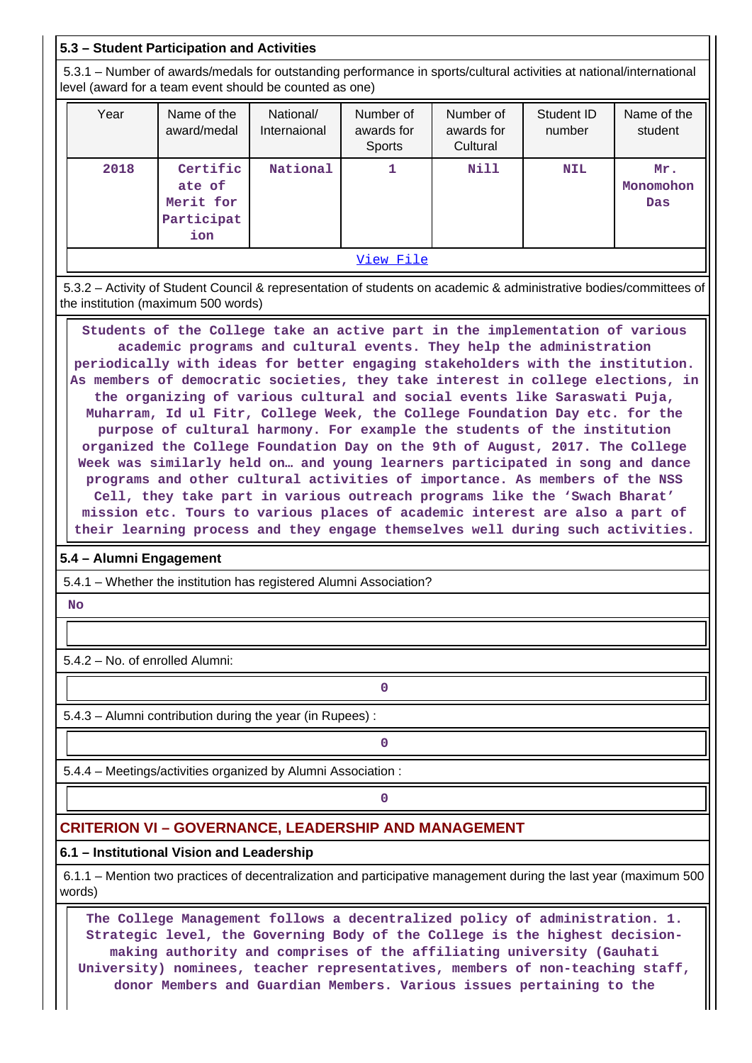### 5.3 – Student Participation and Activities

5.3.1 – Number of awards/medals for outstanding performance in sports/cultural activities at national/international level (award for a team event should be counted as one)

| Year | Name of the award/medal | National/ Internaional | Number of awards for Sports | Number of awards for Cultural | Student ID number | Name of the student |
|---|---|---|---|---|---|---|
| 2018 | Certificate of Merit for Participation | National | 1 | Nill | NIL | Mr. Monomohon Das |

View File

5.3.2 – Activity of Student Council & representation of students on academic & administrative bodies/committees of the institution (maximum 500 words)

Students of the College take an active part in the implementation of various academic programs and cultural events. They help the administration periodically with ideas for better engaging stakeholders with the institution. As members of democratic societies, they take interest in college elections, in the organizing of various cultural and social events like Saraswati Puja, Muharram, Id ul Fitr, College Week, the College Foundation Day etc. for the purpose of cultural harmony. For example the students of the institution organized the College Foundation Day on the 9th of August, 2017. The College Week was similarly held on… and young learners participated in song and dance programs and other cultural activities of importance. As members of the NSS Cell, they take part in various outreach programs like the 'Swach Bharat' mission etc. Tours to various places of academic interest are also a part of their learning process and they engage themselves well during such activities.

### 5.4 – Alumni Engagement

5.4.1 – Whether the institution has registered Alumni Association?

No

5.4.2 – No. of enrolled Alumni:

0

5.4.3 – Alumni contribution during the year (in Rupees) :

0

5.4.4 – Meetings/activities organized by Alumni Association :

0

## CRITERION VI – GOVERNANCE, LEADERSHIP AND MANAGEMENT

### 6.1 – Institutional Vision and Leadership

6.1.1 – Mention two practices of decentralization and participative management during the last year (maximum 500 words)

The College Management follows a decentralized policy of administration. 1. Strategic level, the Governing Body of the College is the highest decision-making authority and comprises of the affiliating university (Gauhati University) nominees, teacher representatives, members of non-teaching staff, donor Members and Guardian Members. Various issues pertaining to the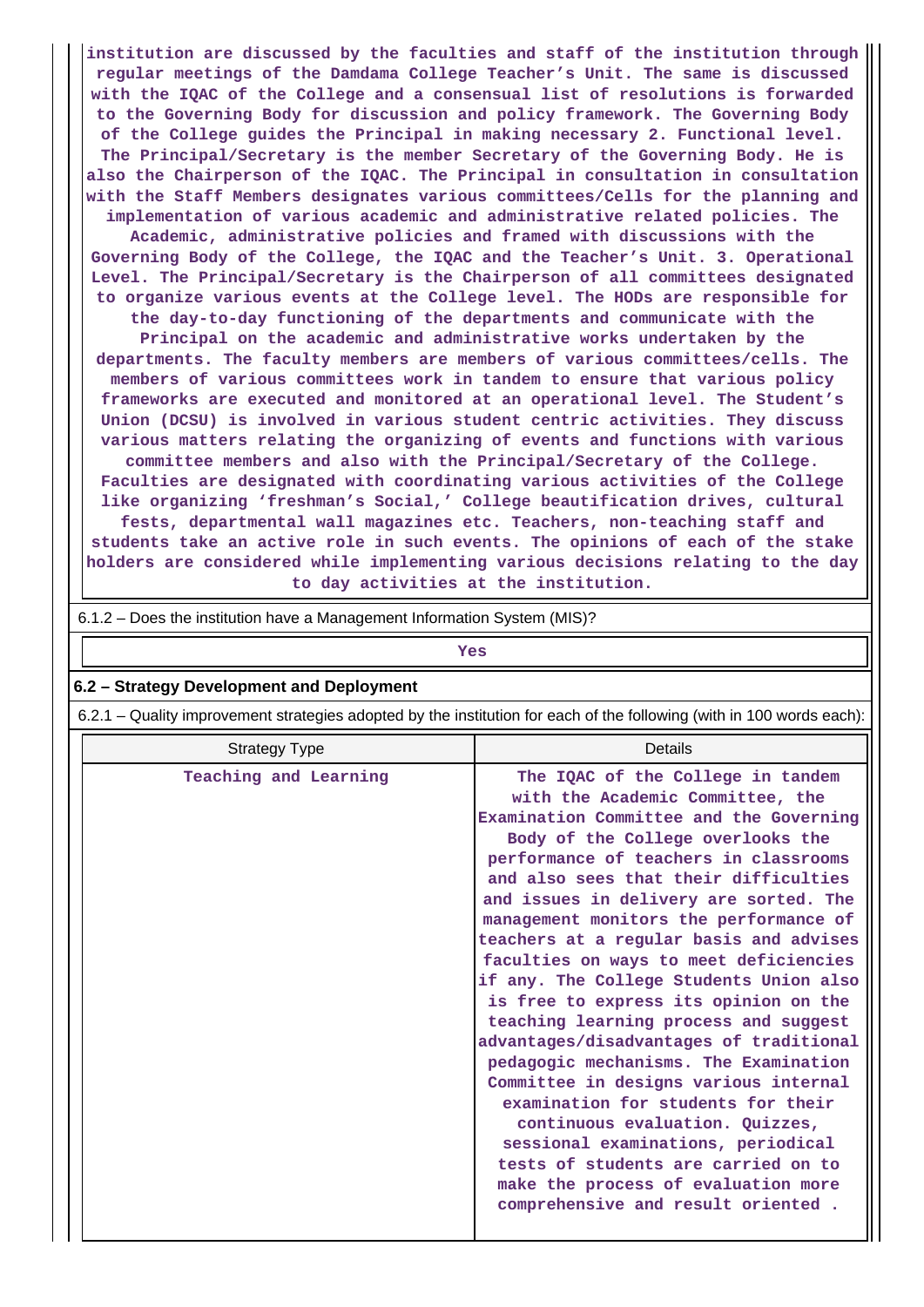institution are discussed by the faculties and staff of the institution through regular meetings of the Damdama College Teacher's Unit. The same is discussed with the IQAC of the College and a consensual list of resolutions is forwarded to the Governing Body for discussion and policy framework. The Governing Body of the College guides the Principal in making necessary 2. Functional level. The Principal/Secretary is the member Secretary of the Governing Body. He is also the Chairperson of the IQAC. The Principal in consultation in consultation with the Staff Members designates various committees/Cells for the planning and implementation of various academic and administrative related policies. The Academic, administrative policies and framed with discussions with the Governing Body of the College, the IQAC and the Teacher's Unit. 3. Operational Level. The Principal/Secretary is the Chairperson of all committees designated to organize various events at the College level. The HODs are responsible for the day-to-day functioning of the departments and communicate with the Principal on the academic and administrative works undertaken by the departments. The faculty members are members of various committees/cells. The members of various committees work in tandem to ensure that various policy frameworks are executed and monitored at an operational level. The Student's Union (DCSU) is involved in various student centric activities. They discuss various matters relating the organizing of events and functions with various committee members and also with the Principal/Secretary of the College. Faculties are designated with coordinating various activities of the College like organizing 'freshman's Social,' College beautification drives, cultural fests, departmental wall magazines etc. Teachers, non-teaching staff and students take an active role in such events. The opinions of each of the stake holders are considered while implementing various decisions relating to the day to day activities at the institution.

6.1.2 – Does the institution have a Management Information System (MIS)?

Yes

**6.2 – Strategy Development and Deployment**

6.2.1 – Quality improvement strategies adopted by the institution for each of the following (with in 100 words each):

| Strategy Type | Details |
|---|---|
| Teaching and Learning | The IQAC of the College in tandem with the Academic Committee, the Examination Committee and the Governing Body of the College overlooks the performance of teachers in classrooms and also sees that their difficulties and issues in delivery are sorted. The management monitors the performance of teachers at a regular basis and advises faculties on ways to meet deficiencies if any. The College Students Union also is free to express its opinion on the teaching learning process and suggest advantages/disadvantages of traditional pedagogic mechanisms. The Examination Committee in designs various internal examination for students for their continuous evaluation. Quizzes, sessional examinations, periodical tests of students are carried on to make the process of evaluation more comprehensive and result oriented . |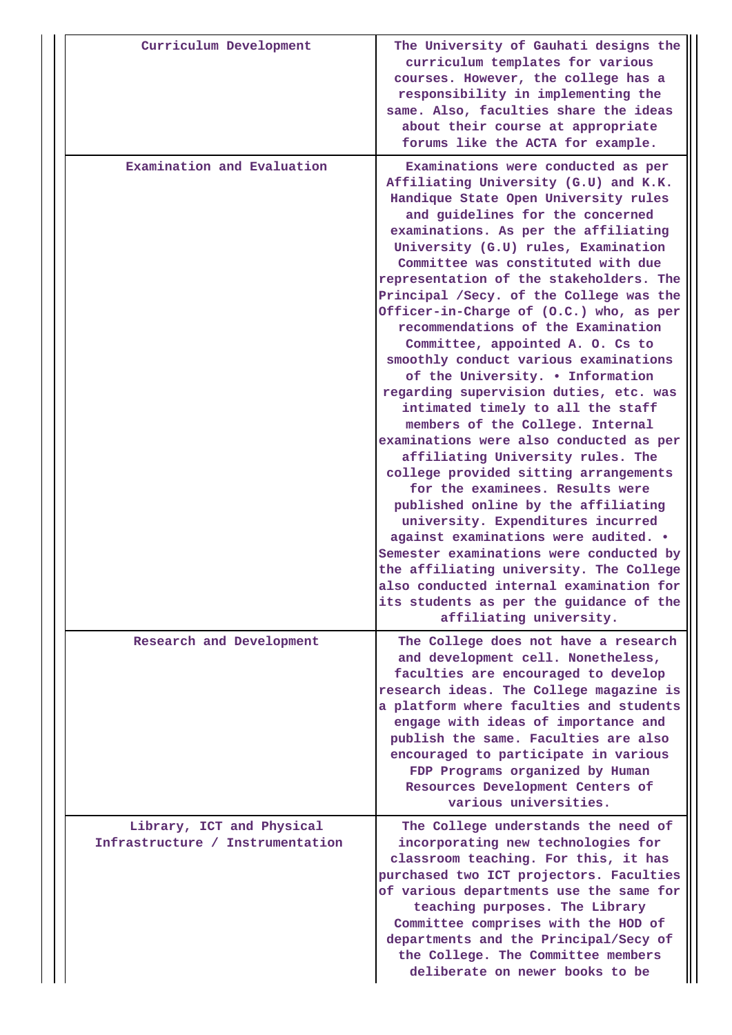| | |
|---|---|
| Curriculum Development | The University of Gauhati designs the curriculum templates for various courses. However, the college has a responsibility in implementing the same. Also, faculties share the ideas about their course at appropriate forums like the ACTA for example. |
| Examination and Evaluation | Examinations were conducted as per Affiliating University (G.U) and K.K. Handique State Open University rules and guidelines for the concerned examinations. As per the affiliating University (G.U) rules, Examination Committee was constituted with due representation of the stakeholders. The Principal /Secy. of the College was the Officer-in-Charge of (O.C.) who, as per recommendations of the Examination Committee, appointed A. O. Cs to smoothly conduct various examinations of the University. • Information regarding supervision duties, etc. was intimated timely to all the staff members of the College. Internal examinations were also conducted as per affiliating University rules. The college provided sitting arrangements for the examinees. Results were published online by the affiliating university. Expenditures incurred against examinations were audited. • Semester examinations were conducted by the affiliating university. The College also conducted internal examination for its students as per the guidance of the affiliating university. |
| Research and Development | The College does not have a research and development cell. Nonetheless, faculties are encouraged to develop research ideas. The College magazine is a platform where faculties and students engage with ideas of importance and publish the same. Faculties are also encouraged to participate in various FDP Programs organized by Human Resources Development Centers of various universities. |
| Library, ICT and Physical Infrastructure / Instrumentation | The College understands the need of incorporating new technologies for classroom teaching. For this, it has purchased two ICT projectors. Faculties of various departments use the same for teaching purposes. The Library Committee comprises with the HOD of departments and the Principal/Secy of the College. The Committee members deliberate on newer books to be |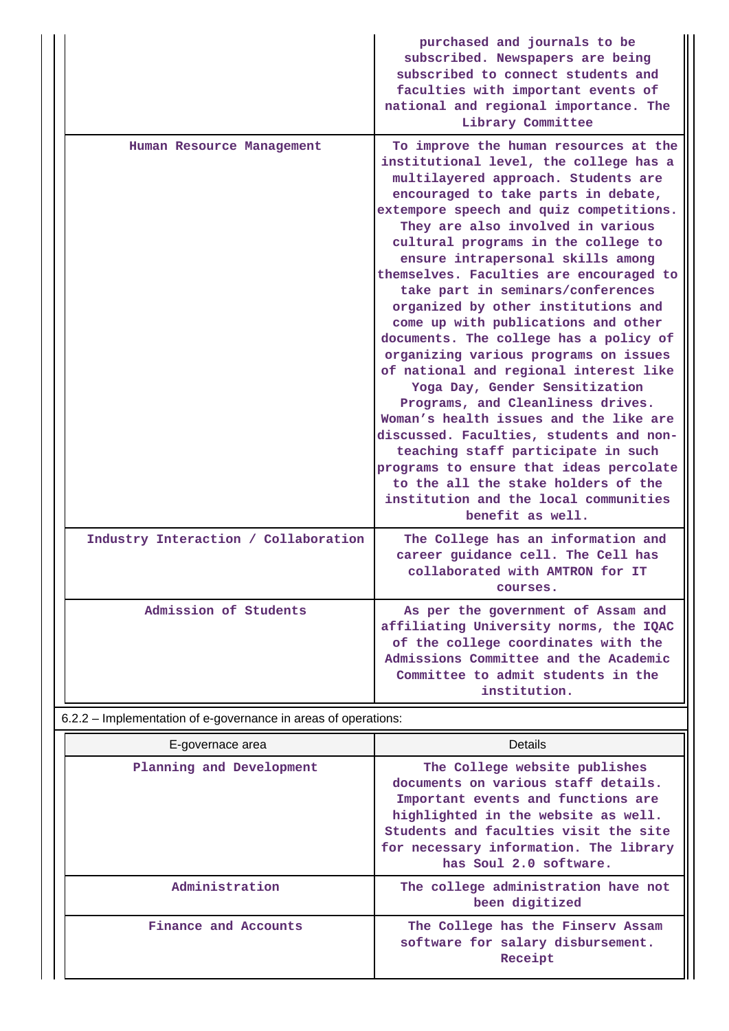|  |  |
|---|---|
|  | purchased and journals to be subscribed. Newspapers are being subscribed to connect students and faculties with important events of national and regional importance. The Library Committee |
| Human Resource Management | To improve the human resources at the institutional level, the college has a multilayered approach. Students are encouraged to take parts in debate, extempore speech and quiz competitions. They are also involved in various cultural programs in the college to ensure intrapersonal skills among themselves. Faculties are encouraged to take part in seminars/conferences organized by other institutions and come up with publications and other documents. The college has a policy of organizing various programs on issues of national and regional interest like Yoga Day, Gender Sensitization Programs, and Cleanliness drives. Woman's health issues and the like are discussed. Faculties, students and non-teaching staff participate in such programs to ensure that ideas percolate to the all the stake holders of the institution and the local communities benefit as well. |
| Industry Interaction / Collaboration | The College has an information and career guidance cell. The Cell has collaborated with AMTRON for IT courses. |
| Admission of Students | As per the government of Assam and affiliating University norms, the IQAC of the college coordinates with the Admissions Committee and the Academic Committee to admit students in the institution. |

6.2.2 – Implementation of e-governance in areas of operations:

| E-governace area | Details |
|---|---|
| Planning and Development | The College website publishes documents on various staff details. Important events and functions are highlighted in the website as well. Students and faculties visit the site for necessary information. The library has Soul 2.0 software. |
| Administration | The college administration have not been digitized |
| Finance and Accounts | The College has the Finserv Assam software for salary disbursement. Receipt |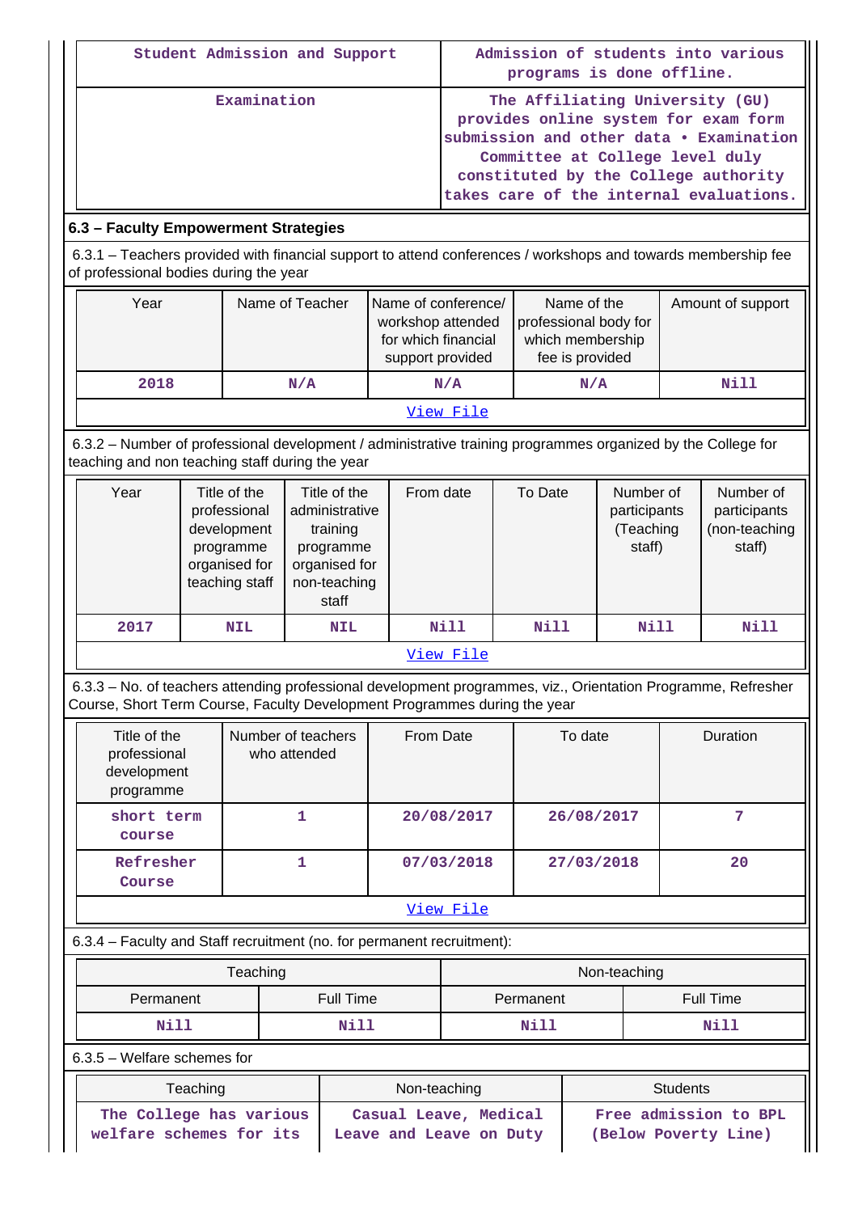| Student Admission and Support | Admission of students into various programs is done offline. |
|---|---|
| Examination | The Affiliating University (GU) provides online system for exam form submission and other data • Examination Committee at College level duly constituted by the College authority takes care of the internal evaluations. |

### 6.3 – Faculty Empowerment Strategies

6.3.1 – Teachers provided with financial support to attend conferences / workshops and towards membership fee of professional bodies during the year

| Year | Name of Teacher | Name of conference/ workshop attended for which financial support provided | Name of the professional body for which membership fee is provided | Amount of support |
|---|---|---|---|---|
| 2018 | N/A | N/A | N/A | Nill |

View File

6.3.2 – Number of professional development / administrative training programmes organized by the College for teaching and non teaching staff during the year

| Year | Title of the professional development programme organised for teaching staff | Title of the administrative training programme organised for non-teaching staff | From date | To Date | Number of participants (Teaching staff) | Number of participants (non-teaching staff) |
|---|---|---|---|---|---|---|
| 2017 | NIL | NIL | Nill | Nill | Nill | Nill |

View File

6.3.3 – No. of teachers attending professional development programmes, viz., Orientation Programme, Refresher Course, Short Term Course, Faculty Development Programmes during the year

| Title of the professional development programme | Number of teachers who attended | From Date | To date | Duration |
|---|---|---|---|---|
| short term course | 1 | 20/08/2017 | 26/08/2017 | 7 |
| Refresher Course | 1 | 07/03/2018 | 27/03/2018 | 20 |

View File

6.3.4 – Faculty and Staff recruitment (no. for permanent recruitment):

| Teaching | | Non-teaching | |
|---|---|---|---|
| Permanent | Full Time | Permanent | Full Time |
| Nill | Nill | Nill | Nill |

6.3.5 – Welfare schemes for

| Teaching | Non-teaching | Students |
|---|---|---|
| The College has various welfare schemes for its | Casual Leave, Medical Leave and Leave on Duty | Free admission to BPL (Below Poverty Line) |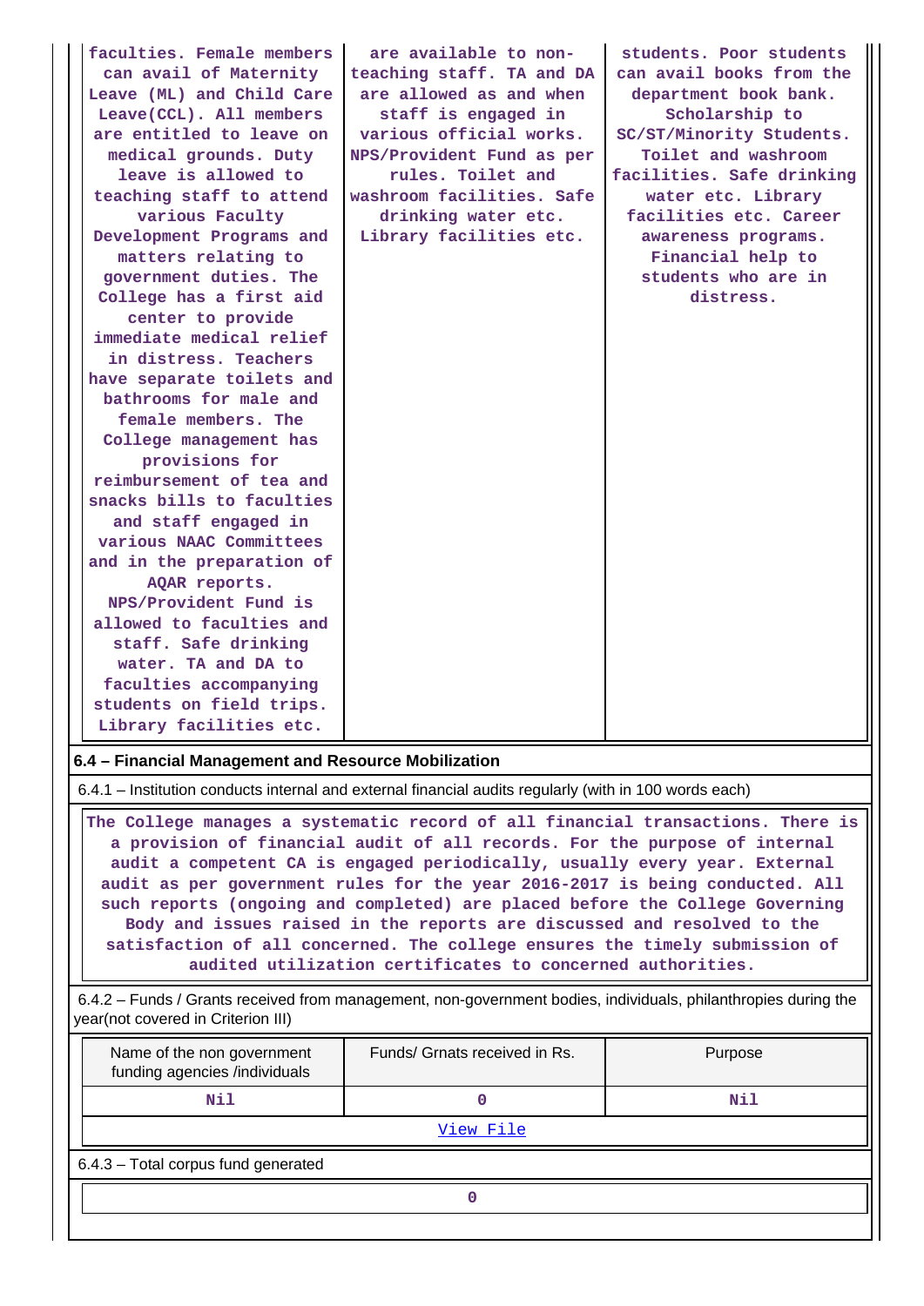| | | |
|---|---|---|
| faculties. Female members can avail of Maternity Leave (ML) and Child Care Leave(CCL). All members are entitled to leave on medical grounds. Duty leave is allowed to teaching staff to attend various Faculty Development Programs and matters relating to government duties. The College has a first aid center to provide immediate medical relief in distress. Teachers have separate toilets and bathrooms for male and female members. The College management has provisions for reimbursement of tea and snacks bills to faculties and staff engaged in various NAAC Committees and in the preparation of AQAR reports. NPS/Provident Fund is allowed to faculties and staff. Safe drinking water. TA and DA to faculties accompanying students on field trips. Library facilities etc. | are available to non-teaching staff. TA and DA are allowed as and when staff is engaged in various official works. NPS/Provident Fund as per rules. Toilet and washroom facilities. Safe drinking water etc. Library facilities etc. | students. Poor students can avail books from the department book bank. Scholarship to SC/ST/Minority Students. Toilet and washroom facilities. Safe drinking water etc. Library facilities etc. Career awareness programs. Financial help to students who are in distress. |

**6.4 – Financial Management and Resource Mobilization**

6.4.1 – Institution conducts internal and external financial audits regularly (with in 100 words each)

The College manages a systematic record of all financial transactions. There is a provision of financial audit of all records. For the purpose of internal audit a competent CA is engaged periodically, usually every year. External audit as per government rules for the year 2016-2017 is being conducted. All such reports (ongoing and completed) are placed before the College Governing Body and issues raised in the reports are discussed and resolved to the satisfaction of all concerned. The college ensures the timely submission of audited utilization certificates to concerned authorities.

6.4.2 – Funds / Grants received from management, non-government bodies, individuals, philanthropies during the year(not covered in Criterion III)

| Name of the non government funding agencies /individuals | Funds/ Grnats received in Rs. | Purpose |
|---|---|---|
| Nil | 0 | Nil |

View File

6.4.3 – Total corpus fund generated

0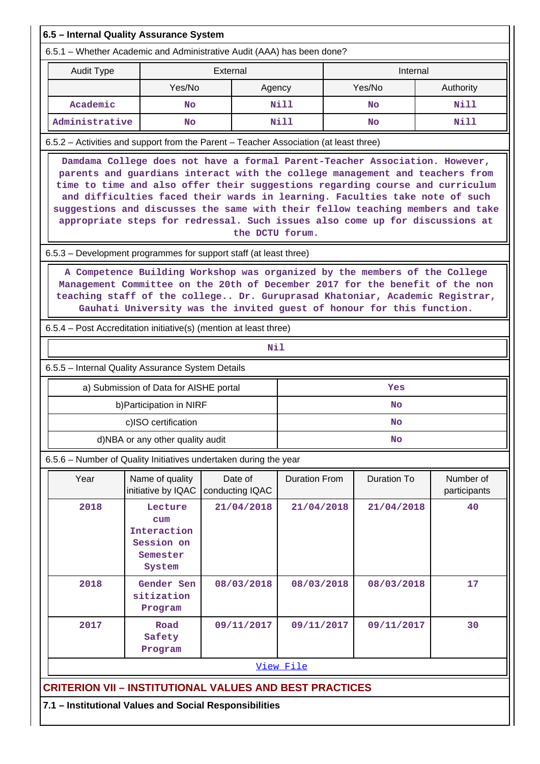### 6.5 – Internal Quality Assurance System

6.5.1 – Whether Academic and Administrative Audit (AAA) has been done?

| Audit Type | External | | Internal | |
|---|---|---|---|---|
| | Yes/No | Agency | Yes/No | Authority |
| Academic | No | Nill | No | Nill |
| Administrative | No | Nill | No | Nill |

6.5.2 – Activities and support from the Parent – Teacher Association (at least three)

Damdama College does not have a formal Parent-Teacher Association. However, parents and guardians interact with the college management and teachers from time to time and also offer their suggestions regarding course and curriculum and difficulties faced their wards in learning. Faculties take note of such suggestions and discusses the same with their fellow teaching members and take appropriate steps for redressal. Such issues also come up for discussions at the DCTU forum.

6.5.3 – Development programmes for support staff (at least three)

A Competence Building Workshop was organized by the members of the College Management Committee on the 20th of December 2017 for the benefit of the non teaching staff of the college.. Dr. Guruprasad Khatoniar, Academic Registrar, Gauhati University was the invited guest of honour for this function.

6.5.4 – Post Accreditation initiative(s) (mention at least three)

Nil

6.5.5 – Internal Quality Assurance System Details

| | |
|---|---|
| a) Submission of Data for AISHE portal | Yes |
| b)Participation in NIRF | No |
| c)ISO certification | No |
| d)NBA or any other quality audit | No |

6.5.6 – Number of Quality Initiatives undertaken during the year

| Year | Name of quality initiative by IQAC | Date of conducting IQAC | Duration From | Duration To | Number of participants |
|---|---|---|---|---|---|
| 2018 | Lecture cum Interaction Session on Semester System | 21/04/2018 | 21/04/2018 | 21/04/2018 | 40 |
| 2018 | Gender Sensitization Program | 08/03/2018 | 08/03/2018 | 08/03/2018 | 17 |
| 2017 | Road Safety Program | 09/11/2017 | 09/11/2017 | 09/11/2017 | 30 |

View File

## CRITERION VII – INSTITUTIONAL VALUES AND BEST PRACTICES

### 7.1 – Institutional Values and Social Responsibilities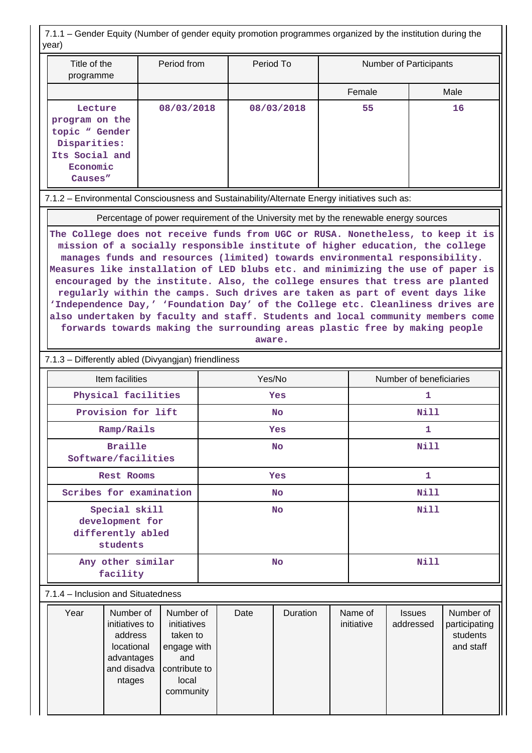7.1.1 – Gender Equity (Number of gender equity promotion programmes organized by the institution during the year)

| Title of the programme | Period from | Period To | Number of Participants | |
|---|---|---|---|---|
| | | | Female | Male |
| Lecture program on the topic “ Gender Disparities: Its Social and Economic Causes” | 08/03/2018 | 08/03/2018 | 55 | 16 |

7.1.2 – Environmental Consciousness and Sustainability/Alternate Energy initiatives such as:

| Percentage of power requirement of the University met by the renewable energy sources |
|---|
| The College does not receive funds from UGC or RUSA. Nonetheless, to keep it is mission of a socially responsible institute of higher education, the college manages funds and resources (limited) towards environmental responsibility. Measures like installation of LED blubs etc. and minimizing the use of paper is encouraged by the institute. Also, the college ensures that tress are planted regularly within the camps. Such drives are taken as part of event days like ‘Independence Day,’ ‘Foundation Day’ of the College etc. Cleanliness drives are also undertaken by faculty and staff. Students and local community members come forwards towards making the surrounding areas plastic free by making people aware. |

7.1.3 – Differently abled (Divyangjan) friendliness

| Item facilities | Yes/No | Number of beneficiaries |
|---|---|---|
| Physical facilities | Yes | 1 |
| Provision for lift | No | Nill |
| Ramp/Rails | Yes | 1 |
| Braille Software/facilities | No | Nill |
| Rest Rooms | Yes | 1 |
| Scribes for examination | No | Nill |
| Special skill development for differently abled students | No | Nill |
| Any other similar facility | No | Nill |

7.1.4 – Inclusion and Situatedness

| Year | Number of initiatives to address locational advantages and disadvantages | Number of initiatives taken to engage with and contribute to local community | Date | Duration | Name of initiative | Issues addressed | Number of participating students and staff |
|---|---|---|---|---|---|---|---|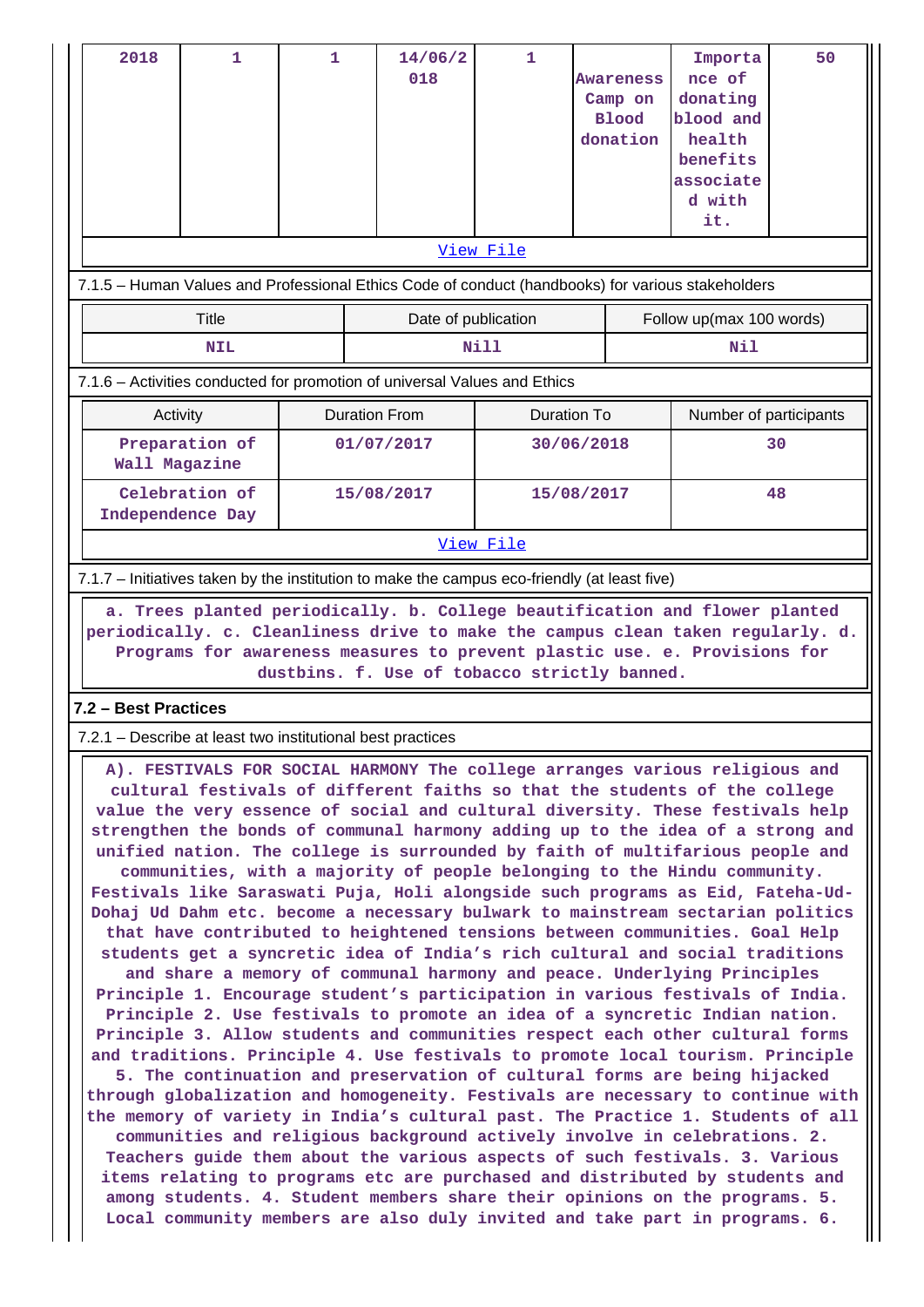| 2018 | 1 | 1 | 14/06/2018 | 1 | Awareness Camp on Blood donation | Importance of donating blood and health benefits associated with it. | 50 |
|---|---|---|---|---|---|---|---|
| View File | | | | | | | |

7.1.5 – Human Values and Professional Ethics Code of conduct (handbooks) for various stakeholders

| Title | Date of publication | Follow up(max 100 words) |
|---|---|---|
| NIL | Nill | Nil |

7.1.6 – Activities conducted for promotion of universal Values and Ethics

| Activity | Duration From | Duration To | Number of participants |
|---|---|---|---|
| Preparation of Wall Magazine | 01/07/2017 | 30/06/2018 | 30 |
| Celebration of Independence Day | 15/08/2017 | 15/08/2017 | 48 |
| View File | | | |

7.1.7 – Initiatives taken by the institution to make the campus eco-friendly (at least five)

a. Trees planted periodically. b. College beautification and flower planted periodically. c. Cleanliness drive to make the campus clean taken regularly. d. Programs for awareness measures to prevent plastic use. e. Provisions for dustbins. f. Use of tobacco strictly banned.

**7.2 – Best Practices**

7.2.1 – Describe at least two institutional best practices

A). FESTIVALS FOR SOCIAL HARMONY The college arranges various religious and cultural festivals of different faiths so that the students of the college value the very essence of social and cultural diversity. These festivals help strengthen the bonds of communal harmony adding up to the idea of a strong and unified nation. The college is surrounded by faith of multifarious people and communities, with a majority of people belonging to the Hindu community. Festivals like Saraswati Puja, Holi alongside such programs as Eid, Fateha-Ud-Dohaj Ud Dahm etc. become a necessary bulwark to mainstream sectarian politics that have contributed to heightened tensions between communities. Goal Help students get a syncretic idea of India's rich cultural and social traditions and share a memory of communal harmony and peace. Underlying Principles Principle 1. Encourage student's participation in various festivals of India. Principle 2. Use festivals to promote an idea of a syncretic Indian nation. Principle 3. Allow students and communities respect each other cultural forms and traditions. Principle 4. Use festivals to promote local tourism. Principle 5. The continuation and preservation of cultural forms are being hijacked through globalization and homogeneity. Festivals are necessary to continue with the memory of variety in India's cultural past. The Practice 1. Students of all communities and religious background actively involve in celebrations. 2. Teachers guide them about the various aspects of such festivals. 3. Various items relating to programs etc are purchased and distributed by students and among students. 4. Student members share their opinions on the programs. 5. Local community members are also duly invited and take part in programs. 6.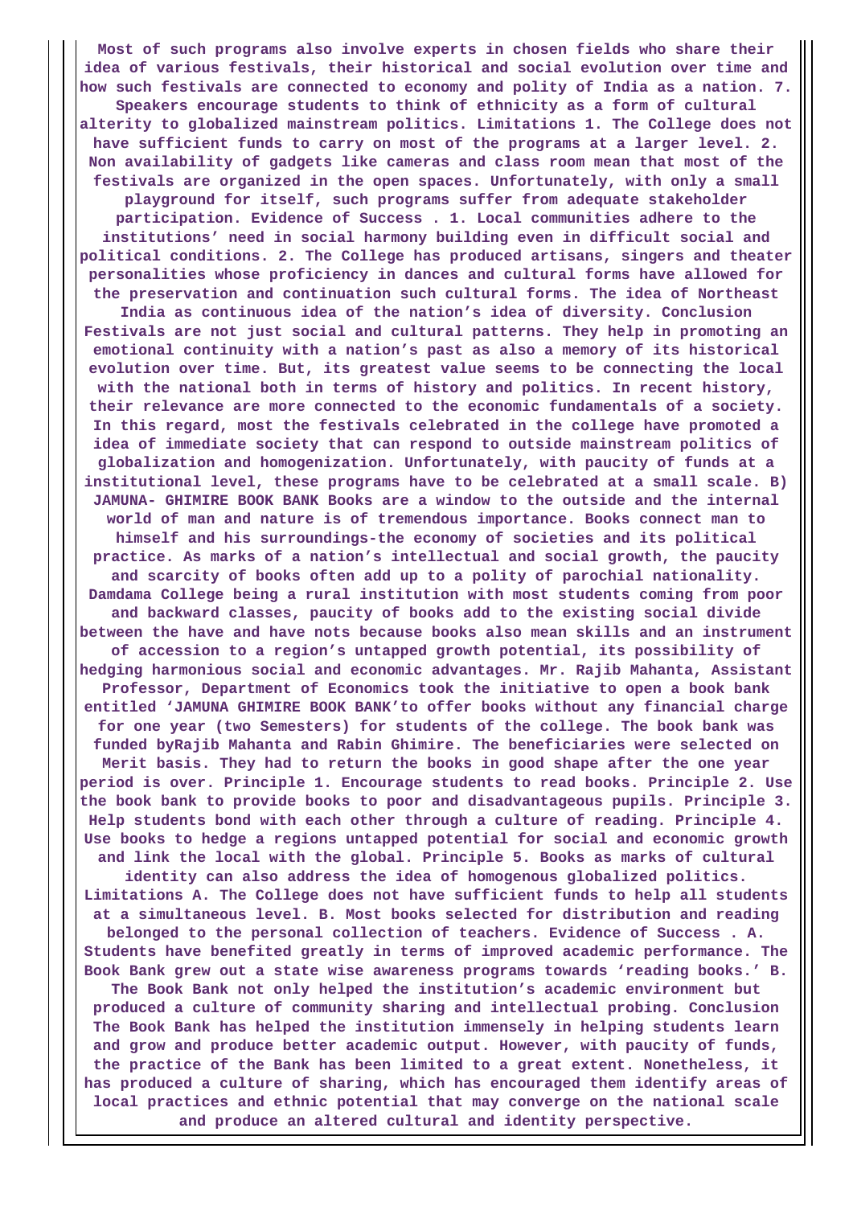**Most of such programs also involve experts in chosen fields who share their idea of various festivals, their historical and social evolution over time and how such festivals are connected to economy and polity of India as a nation. 7. Speakers encourage students to think of ethnicity as a form of cultural alterity to globalized mainstream politics. Limitations 1. The College does not have sufficient funds to carry on most of the programs at a larger level. 2. Non availability of gadgets like cameras and class room mean that most of the festivals are organized in the open spaces. Unfortunately, with only a small playground for itself, such programs suffer from adequate stakeholder participation. Evidence of Success . 1. Local communities adhere to the institutions' need in social harmony building even in difficult social and political conditions. 2. The College has produced artisans, singers and theater personalities whose proficiency in dances and cultural forms have allowed for the preservation and continuation such cultural forms. The idea of Northeast India as continuous idea of the nation's idea of diversity. Conclusion Festivals are not just social and cultural patterns. They help in promoting an emotional continuity with a nation's past as also a memory of its historical evolution over time. But, its greatest value seems to be connecting the local with the national both in terms of history and politics. In recent history, their relevance are more connected to the economic fundamentals of a society. In this regard, most the festivals celebrated in the college have promoted a idea of immediate society that can respond to outside mainstream politics of globalization and homogenization. Unfortunately, with paucity of funds at a institutional level, these programs have to be celebrated at a small scale. B) JAMUNA- GHIMIRE BOOK BANK Books are a window to the outside and the internal world of man and nature is of tremendous importance. Books connect man to himself and his surroundings-the economy of societies and its political practice. As marks of a nation's intellectual and social growth, the paucity and scarcity of books often add up to a polity of parochial nationality. Damdama College being a rural institution with most students coming from poor and backward classes, paucity of books add to the existing social divide between the have and have nots because books also mean skills and an instrument of accession to a region's untapped growth potential, its possibility of hedging harmonious social and economic advantages. Mr. Rajib Mahanta, Assistant Professor, Department of Economics took the initiative to open a book bank entitled 'JAMUNA GHIMIRE BOOK BANK'to offer books without any financial charge for one year (two Semesters) for students of the college. The book bank was funded byRajib Mahanta and Rabin Ghimire. The beneficiaries were selected on Merit basis. They had to return the books in good shape after the one year period is over. Principle 1. Encourage students to read books. Principle 2. Use the book bank to provide books to poor and disadvantageous pupils. Principle 3. Help students bond with each other through a culture of reading. Principle 4. Use books to hedge a regions untapped potential for social and economic growth and link the local with the global. Principle 5. Books as marks of cultural identity can also address the idea of homogenous globalized politics. Limitations A. The College does not have sufficient funds to help all students at a simultaneous level. B. Most books selected for distribution and reading belonged to the personal collection of teachers. Evidence of Success . A. Students have benefited greatly in terms of improved academic performance. The Book Bank grew out a state wise awareness programs towards 'reading books.' B. The Book Bank not only helped the institution's academic environment but produced a culture of community sharing and intellectual probing. Conclusion The Book Bank has helped the institution immensely in helping students learn and grow and produce better academic output. However, with paucity of funds, the practice of the Bank has been limited to a great extent. Nonetheless, it has produced a culture of sharing, which has encouraged them identify areas of local practices and ethnic potential that may converge on the national scale and produce an altered cultural and identity perspective.**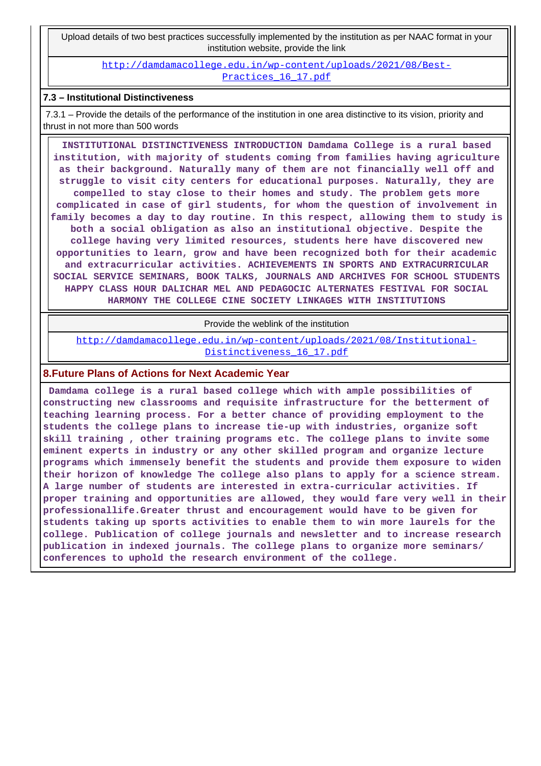| Upload details of two best practices successfully implemented by the institution as per NAAC format in your institution website, provide the link |
|---|
| http://damdamacollege.edu.in/wp-content/uploads/2021/08/Best-Practices_16_17.pdf |

**7.3 – Institutional Distinctiveness**

7.3.1 – Provide the details of the performance of the institution in one area distinctive to its vision, priority and thrust in not more than 500 words

**INSTITUTIONAL DISTINCTIVENESS INTRODUCTION Damdama College is a rural based institution, with majority of students coming from families having agriculture as their background. Naturally many of them are not financially well off and struggle to visit city centers for educational purposes. Naturally, they are compelled to stay close to their homes and study. The problem gets more complicated in case of girl students, for whom the question of involvement in family becomes a day to day routine. In this respect, allowing them to study is both a social obligation as also an institutional objective. Despite the college having very limited resources, students here have discovered new opportunities to learn, grow and have been recognized both for their academic and extracurricular activities. ACHIEVEMENTS IN SPORTS AND EXTRACURRICULAR SOCIAL SERVICE SEMINARS, BOOK TALKS, JOURNALS AND ARCHIVES FOR SCHOOL STUDENTS HAPPY CLASS HOUR DALICHAR MEL AND PEDAGOCIC ALTERNATES FESTIVAL FOR SOCIAL HARMONY THE COLLEGE CINE SOCIETY LINKAGES WITH INSTITUTIONS**

| Provide the weblink of the institution |
|---|
| http://damdamacollege.edu.in/wp-content/uploads/2021/08/Institutional-Distinctiveness_16_17.pdf |

## 8.Future Plans of Actions for Next Academic Year

**Damdama college is a rural based college which with ample possibilities of constructing new classrooms and requisite infrastructure for the betterment of teaching learning process. For a better chance of providing employment to the students the college plans to increase tie-up with industries, organize soft skill training , other training programs etc. The college plans to invite some eminent experts in industry or any other skilled program and organize lecture programs which immensely benefit the students and provide them exposure to widen their horizon of knowledge The college also plans to apply for a science stream. A large number of students are interested in extra-curricular activities. If proper training and opportunities are allowed, they would fare very well in their professionallife.Greater thrust and encouragement would have to be given for students taking up sports activities to enable them to win more laurels for the college. Publication of college journals and newsletter and to increase research publication in indexed journals. The college plans to organize more seminars/ conferences to uphold the research environment of the college.**